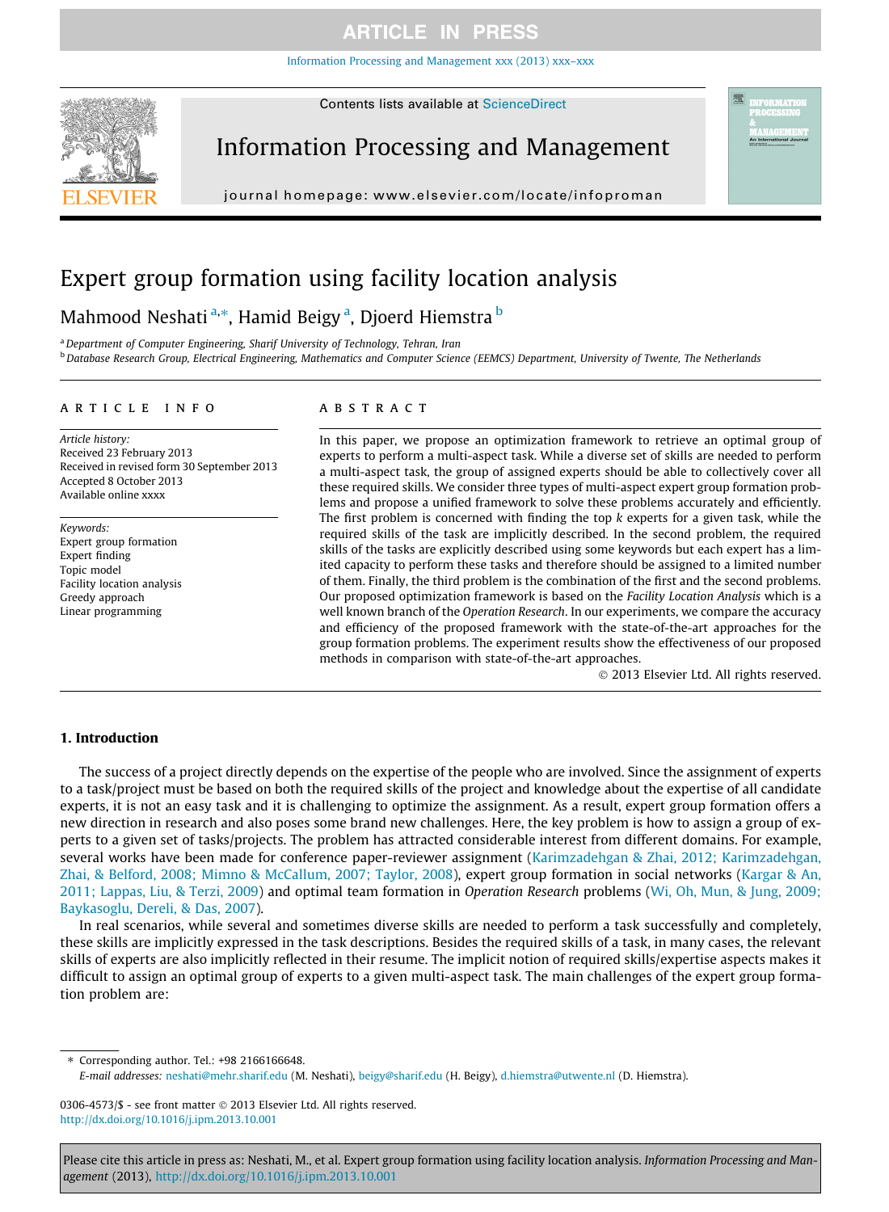# Expert group formation using facility location analysis

Mahmood Neshati [a,*], Hamid Beigy [a], Djoerd Hiemstra [b]

[a] Department of Computer Engineering, Sharif University of Technology, Tehran, Iran

[b] Database Research Group, Electrical Engineering, Mathematics and Computer Science (EEMCS) Department, University of Twente, The Netherlands

## ARTICLE INFO

*Article history:*
Received 23 February 2013
Received in revised form 30 September 2013
Accepted 8 October 2013
Available online xxxx

*Keywords:*
Expert group formation
Expert finding
Topic model
Facility location analysis
Greedy approach
Linear programming

## ABSTRACT

In this paper, we propose an optimization framework to retrieve an optimal group of experts to perform a multi-aspect task. While a diverse set of skills are needed to perform a multi-aspect task, the group of assigned experts should be able to collectively cover all these required skills. We consider three types of multi-aspect expert group formation problems and propose a unified framework to solve these problems accurately and efficiently. The first problem is concerned with finding the top $k$ experts for a given task, while the required skills of the task are implicitly described. In the second problem, the required skills of the tasks are explicitly described using some keywords but each expert has a limited capacity to perform these tasks and therefore should be assigned to a limited number of them. Finally, the third problem is the combination of the first and the second problems. Our proposed optimization framework is based on the *Facility Location Analysis* which is a well known branch of the *Operation Research*. In our experiments, we compare the accuracy and efficiency of the proposed framework with the state-of-the-art approaches for the group formation problems. The experiment results show the effectiveness of our proposed methods in comparison with state-of-the-art approaches.

© 2013 Elsevier Ltd. All rights reserved.

## 1. Introduction

The success of a project directly depends on the expertise of the people who are involved. Since the assignment of experts to a task/project must be based on both the required skills of the project and knowledge about the expertise of all candidate experts, it is not an easy task and it is challenging to optimize the assignment. As a result, expert group formation offers a new direction in research and also poses some brand new challenges. Here, the key problem is how to assign a group of experts to a given set of tasks/projects. The problem has attracted considerable interest from different domains. For example, several works have been made for conference paper-reviewer assignment (Karimzadehgan & Zhai, 2012; Karimzadehgan, Zhai, & Belford, 2008; Mimno & McCallum, 2007; Taylor, 2008), expert group formation in social networks (Kargar & An, 2011; Lappas, Liu, & Terzi, 2009) and optimal team formation in *Operation Research* problems (Wi, Oh, Mun, & Jung, 2009; Baykasoglu, Dereli, & Das, 2007).

In real scenarios, while several and sometimes diverse skills are needed to perform a task successfully and completely, these skills are implicitly expressed in the task descriptions. Besides the required skills of a task, in many cases, the relevant skills of experts are also implicitly reflected in their resume. The implicit notion of required skills/expertise aspects makes it difficult to assign an optimal group of experts to a given multi-aspect task. The main challenges of the expert group formation problem are:

* Corresponding author. Tel.: +98 2166166648.
*E-mail addresses:* neshati@mehr.sharif.edu (M. Neshati), beigy@sharif.edu (H. Beigy), d.hiemstra@utwente.nl (D. Hiemstra).

0306-4573/$ - see front matter © 2013 Elsevier Ltd. All rights reserved.
http://dx.doi.org/10.1016/j.ipm.2013.10.001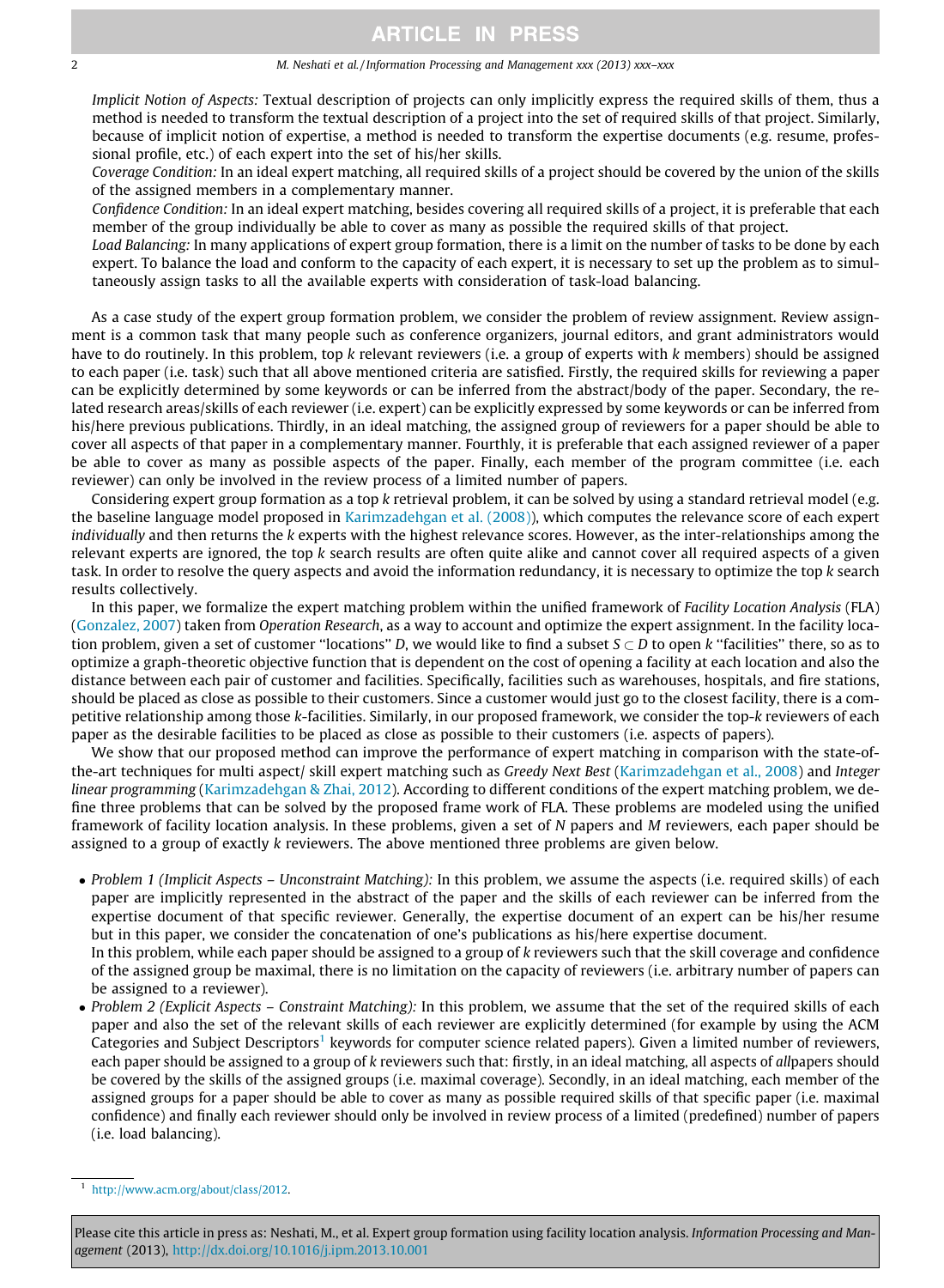*Implicit Notion of Aspects:* Textual description of projects can only implicitly express the required skills of them, thus a method is needed to transform the textual description of a project into the set of required skills of that project. Similarly, because of implicit notion of expertise, a method is needed to transform the expertise documents (e.g. resume, professional profile, etc.) of each expert into the set of his/her skills.

*Coverage Condition:* In an ideal expert matching, all required skills of a project should be covered by the union of the skills of the assigned members in a complementary manner.

*Confidence Condition:* In an ideal expert matching, besides covering all required skills of a project, it is preferable that each member of the group individually be able to cover as many as possible the required skills of that project.

*Load Balancing:* In many applications of expert group formation, there is a limit on the number of tasks to be done by each expert. To balance the load and conform to the capacity of each expert, it is necessary to set up the problem as to simultaneously assign tasks to all the available experts with consideration of task-load balancing.

As a case study of the expert group formation problem, we consider the problem of review assignment. Review assignment is a common task that many people such as conference organizers, journal editors, and grant administrators would have to do routinely. In this problem, top $k$ relevant reviewers (i.e. a group of experts with $k$ members) should be assigned to each paper (i.e. task) such that all above mentioned criteria are satisfied. Firstly, the required skills for reviewing a paper can be explicitly determined by some keywords or can be inferred from the abstract/body of the paper. Secondary, the related research areas/skills of each reviewer (i.e. expert) can be explicitly expressed by some keywords or can be inferred from his/here previous publications. Thirdly, in an ideal matching, the assigned group of reviewers for a paper should be able to cover all aspects of that paper in a complementary manner. Fourthly, it is preferable that each assigned reviewer of a paper be able to cover as many as possible aspects of the paper. Finally, each member of the program committee (i.e. each reviewer) can only be involved in the review process of a limited number of papers.

Considering expert group formation as a top $k$ retrieval problem, it can be solved by using a standard retrieval model (e.g. the baseline language model proposed in Karimzadehgan et al. (2008)), which computes the relevance score of each expert *individually* and then returns the $k$ experts with the highest relevance scores. However, as the inter-relationships among the relevant experts are ignored, the top $k$ search results are often quite alike and cannot cover all required aspects of a given task. In order to resolve the query aspects and avoid the information redundancy, it is necessary to optimize the top $k$ search results collectively.

In this paper, we formalize the expert matching problem within the unified framework of *Facility Location Analysis* (FLA) (Gonzalez, 2007) taken from *Operation Research*, as a way to account and optimize the expert assignment. In the facility location problem, given a set of customer "locations" $D$, we would like to find a subset $S \subset D$ to open $k$ "facilities" there, so as to optimize a graph-theoretic objective function that is dependent on the cost of opening a facility at each location and also the distance between each pair of customer and facilities. Specifically, facilities such as warehouses, hospitals, and fire stations, should be placed as close as possible to their customers. Since a customer would just go to the closest facility, there is a competitive relationship among those $k$-facilities. Similarly, in our proposed framework, we consider the top-$k$ reviewers of each paper as the desirable facilities to be placed as close as possible to their customers (i.e. aspects of papers).

We show that our proposed method can improve the performance of expert matching in comparison with the state-of-the-art techniques for multi aspect/ skill expert matching such as *Greedy Next Best* (Karimzadehgan et al., 2008) and *Integer linear programming* (Karimzadehgan & Zhai, 2012). According to different conditions of the expert matching problem, we define three problems that can be solved by the proposed frame work of FLA. These problems are modeled using the unified framework of facility location analysis. In these problems, given a set of $N$ papers and $M$ reviewers, each paper should be assigned to a group of exactly $k$ reviewers. The above mentioned three problems are given below.

- *Problem 1 (Implicit Aspects – Unconstraint Matching):* In this problem, we assume the aspects (i.e. required skills) of each paper are implicitly represented in the abstract of the paper and the skills of each reviewer can be inferred from the expertise document of that specific reviewer. Generally, the expertise document of an expert can be his/her resume but in this paper, we consider the concatenation of one's publications as his/here expertise document.
  In this problem, while each paper should be assigned to a group of $k$ reviewers such that the skill coverage and confidence of the assigned group be maximal, there is no limitation on the capacity of reviewers (i.e. arbitrary number of papers can be assigned to a reviewer).
- *Problem 2 (Explicit Aspects – Constraint Matching):* In this problem, we assume that the set of the required skills of each paper and also the set of the relevant skills of each reviewer are explicitly determined (for example by using the ACM Categories and Subject Descriptors[1] keywords for computer science related papers). Given a limited number of reviewers, each paper should be assigned to a group of $k$ reviewers such that: firstly, in an ideal matching, all aspects of *all*papers should be covered by the skills of the assigned groups (i.e. maximal coverage). Secondly, in an ideal matching, each member of the assigned groups for a paper should be able to cover as many as possible required skills of that specific paper (i.e. maximal confidence) and finally each reviewer should only be involved in review process of a limited (predefined) number of papers (i.e. load balancing).

[1] http://www.acm.org/about/class/2012.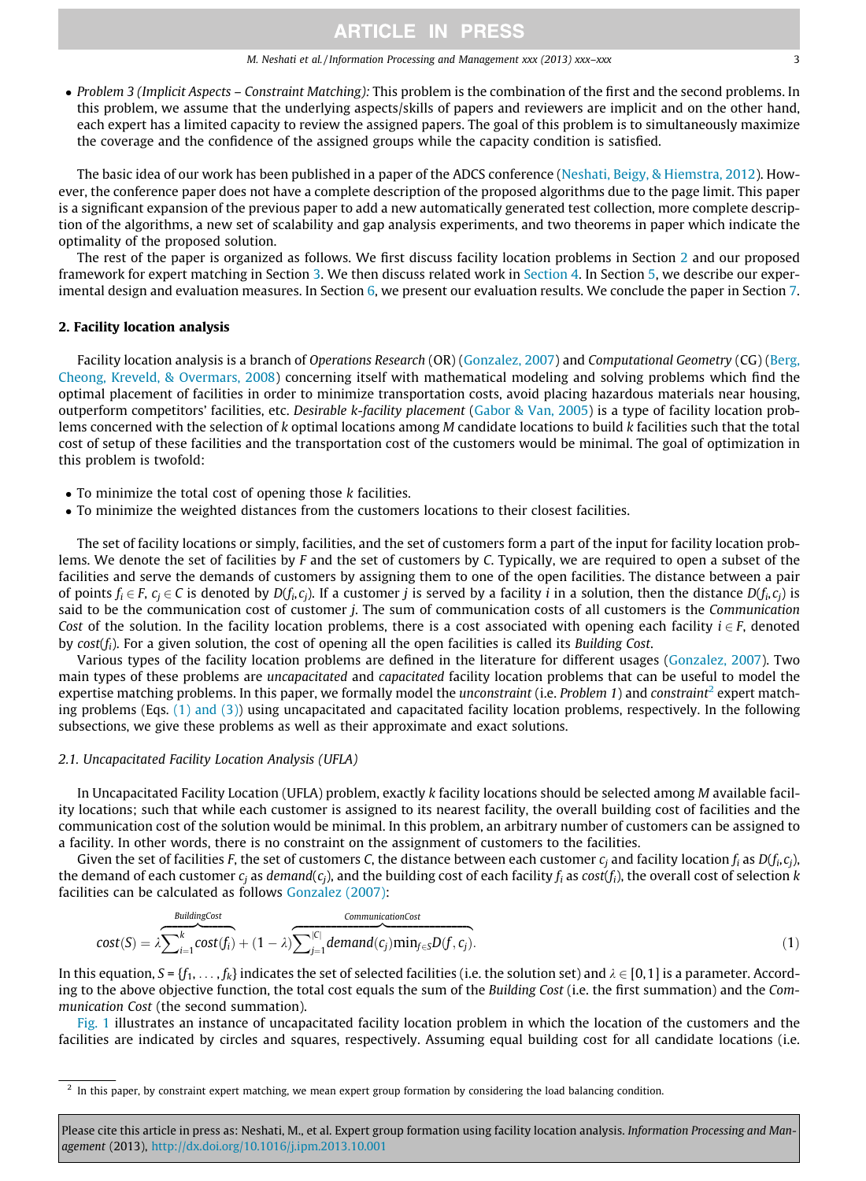- *Problem 3 (Implicit Aspects – Constraint Matching):* This problem is the combination of the first and the second problems. In this problem, we assume that the underlying aspects/skills of papers and reviewers are implicit and on the other hand, each expert has a limited capacity to review the assigned papers. The goal of this problem is to simultaneously maximize the coverage and the confidence of the assigned groups while the capacity condition is satisfied.

The basic idea of our work has been published in a paper of the ADCS conference (Neshati, Beigy, & Hiemstra, 2012). However, the conference paper does not have a complete description of the proposed algorithms due to the page limit. This paper is a significant expansion of the previous paper to add a new automatically generated test collection, more complete description of the algorithms, a new set of scalability and gap analysis experiments, and two theorems in paper which indicate the optimality of the proposed solution.

The rest of the paper is organized as follows. We first discuss facility location problems in Section 2 and our proposed framework for expert matching in Section 3. We then discuss related work in Section 4. In Section 5, we describe our experimental design and evaluation measures. In Section 6, we present our evaluation results. We conclude the paper in Section 7.

## 2. Facility location analysis

Facility location analysis is a branch of *Operations Research* (OR) (Gonzalez, 2007) and *Computational Geometry* (CG) (Berg, Cheong, Kreveld, & Overmars, 2008) concerning itself with mathematical modeling and solving problems which find the optimal placement of facilities in order to minimize transportation costs, avoid placing hazardous materials near housing, outperform competitors' facilities, etc. *Desirable k-facility placement* (Gabor & Van, 2005) is a type of facility location problems concerned with the selection of $k$ optimal locations among $M$ candidate locations to build $k$ facilities such that the total cost of setup of these facilities and the transportation cost of the customers would be minimal. The goal of optimization in this problem is twofold:

- To minimize the total cost of opening those $k$ facilities.
- To minimize the weighted distances from the customers locations to their closest facilities.

The set of facility locations or simply, facilities, and the set of customers form a part of the input for facility location problems. We denote the set of facilities by $F$ and the set of customers by $C$. Typically, we are required to open a subset of the facilities and serve the demands of customers by assigning them to one of the open facilities. The distance between a pair of points $f_i \in F$, $c_j \in C$ is denoted by $D(f_i, c_j)$. If a customer $j$ is served by a facility $i$ in a solution, then the distance $D(f_i, c_j)$ is said to be the communication cost of customer $j$. The sum of communication costs of all customers is the *Communication Cost* of the solution. In the facility location problems, there is a cost associated with opening each facility $i \in F$, denoted by $cost(f_i)$. For a given solution, the cost of opening all the open facilities is called its *Building Cost*.

Various types of the facility location problems are defined in the literature for different usages (Gonzalez, 2007). Two main types of these problems are *uncapacitated* and *capacitated* facility location problems that can be useful to model the expertise matching problems. In this paper, we formally model the *unconstraint* (i.e. *Problem 1*) and *constraint*[2] expert matching problems (Eqs. (1) and (3)) using uncapacitated and capacitated facility location problems, respectively. In the following subsections, we give these problems as well as their approximate and exact solutions.

### 2.1. Uncapacitated Facility Location Analysis (UFLA)

In Uncapacitated Facility Location (UFLA) problem, exactly $k$ facility locations should be selected among $M$ available facility locations; such that while each customer is assigned to its nearest facility, the overall building cost of facilities and the communication cost of the solution would be minimal. In this problem, an arbitrary number of customers can be assigned to a facility. In other words, there is no constraint on the assignment of customers to the facilities.

Given the set of facilities $F$, the set of customers $C$, the distance between each customer $c_j$ and facility location $f_i$ as $D(f_i, c_j)$, the demand of each customer $c_j$ as $demand(c_j)$, and the building cost of each facility $f_i$ as $cost(f_i)$, the overall cost of selection $k$ facilities can be calculated as follows Gonzalez (2007):

$$cost(S) = \lambda \overbrace{\sum_{i=1}^{k} cost(f_i)}^{BuildingCost} + (1-\lambda) \overbrace{\sum_{j=1}^{|C|} demand(c_j) \min_{f \in S} D(f, c_j)}^{CommunicationCost}. \tag{1}$$

In this equation, $S = \{f_1, \ldots, f_k\}$ indicates the set of selected facilities (i.e. the solution set) and $\lambda \in [0, 1]$ is a parameter. According to the above objective function, the total cost equals the sum of the *Building Cost* (i.e. the first summation) and the *Communication Cost* (the second summation).

Fig. 1 illustrates an instance of uncapacitated facility location problem in which the location of the customers and the facilities are indicated by circles and squares, respectively. Assuming equal building cost for all candidate locations (i.e.

[2] In this paper, by constraint expert matching, we mean expert group formation by considering the load balancing condition.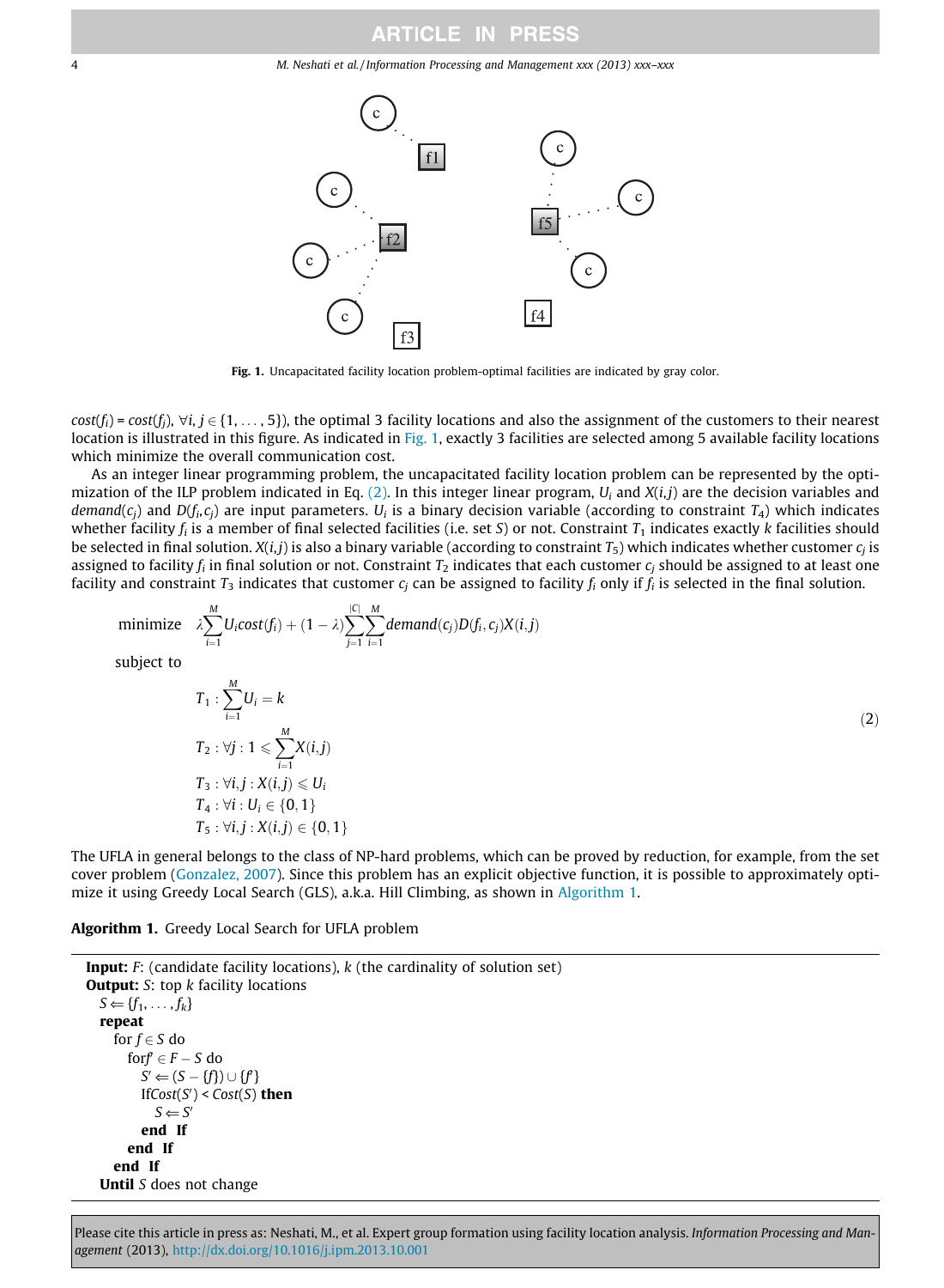Fig. 1. Uncapacitated facility location problem-optimal facilities are indicated by gray color.

$cost(f_i) = cost(f_j)$, $\forall i, j \in \{1, \ldots, 5\}$), the optimal 3 facility locations and also the assignment of the customers to their nearest location is illustrated in this figure. As indicated in Fig. 1, exactly 3 facilities are selected among 5 available facility locations which minimize the overall communication cost.

As an integer linear programming problem, the uncapacitated facility location problem can be represented by the optimization of the ILP problem indicated in Eq. (2). In this integer linear program, $U_i$ and $X(i,j)$ are the decision variables and $demand(c_j)$ and $D(f_i, c_j)$ are input parameters. $U_i$ is a binary decision variable (according to constraint $T_4$) which indicates whether facility $f_i$ is a member of final selected facilities (i.e. set $S$) or not. Constraint $T_1$ indicates exactly $k$ facilities should be selected in final solution. $X(i,j)$ is also a binary variable (according to constraint $T_5$) which indicates whether customer $c_j$ is assigned to facility $f_i$ in final solution or not. Constraint $T_2$ indicates that each customer $c_j$ should be assigned to at least one facility and constraint $T_3$ indicates that customer $c_j$ can be assigned to facility $f_i$ only if $f_i$ is selected in the final solution.

$$
\begin{aligned}
&\text{minimize} \quad \lambda \sum_{i=1}^{M} U_i cost(f_i) + (1-\lambda) \sum_{j=1}^{|C|} \sum_{i=1}^{M} demand(c_j) D(f_i, c_j) X(i,j) \\
&\text{subject to} \\
&\qquad T_1 : \sum_{i=1}^{M} U_i = k \\
&\qquad T_2 : \forall j : 1 \leqslant \sum_{i=1}^{M} X(i,j) \\
&\qquad T_3 : \forall i,j : X(i,j) \leqslant U_i \\
&\qquad T_4 : \forall i : U_i \in \{0,1\} \\
&\qquad T_5 : \forall i,j : X(i,j) \in \{0,1\}
\end{aligned}
\tag{2}
$$

The UFLA in general belongs to the class of NP-hard problems, which can be proved by reduction, for example, from the set cover problem (Gonzalez, 2007). Since this problem has an explicit objective function, it is possible to approximately optimize it using Greedy Local Search (GLS), a.k.a. Hill Climbing, as shown in Algorithm 1.

**Algorithm 1.** Greedy Local Search for UFLA problem

```
Input: F: (candidate facility locations), k (the cardinality of solution set)
Output: S: top k facility locations
  S ⇐ {f1, ..., fk}
  repeat
    for f ∈ S do
      forf' ∈ F − S do
        S' ⇐ (S − {f}) ∪ {f'}
        IfCost(S') < Cost(S) then
          S ⇐ S'
        end If
      end If
    end If
  Until S does not change
```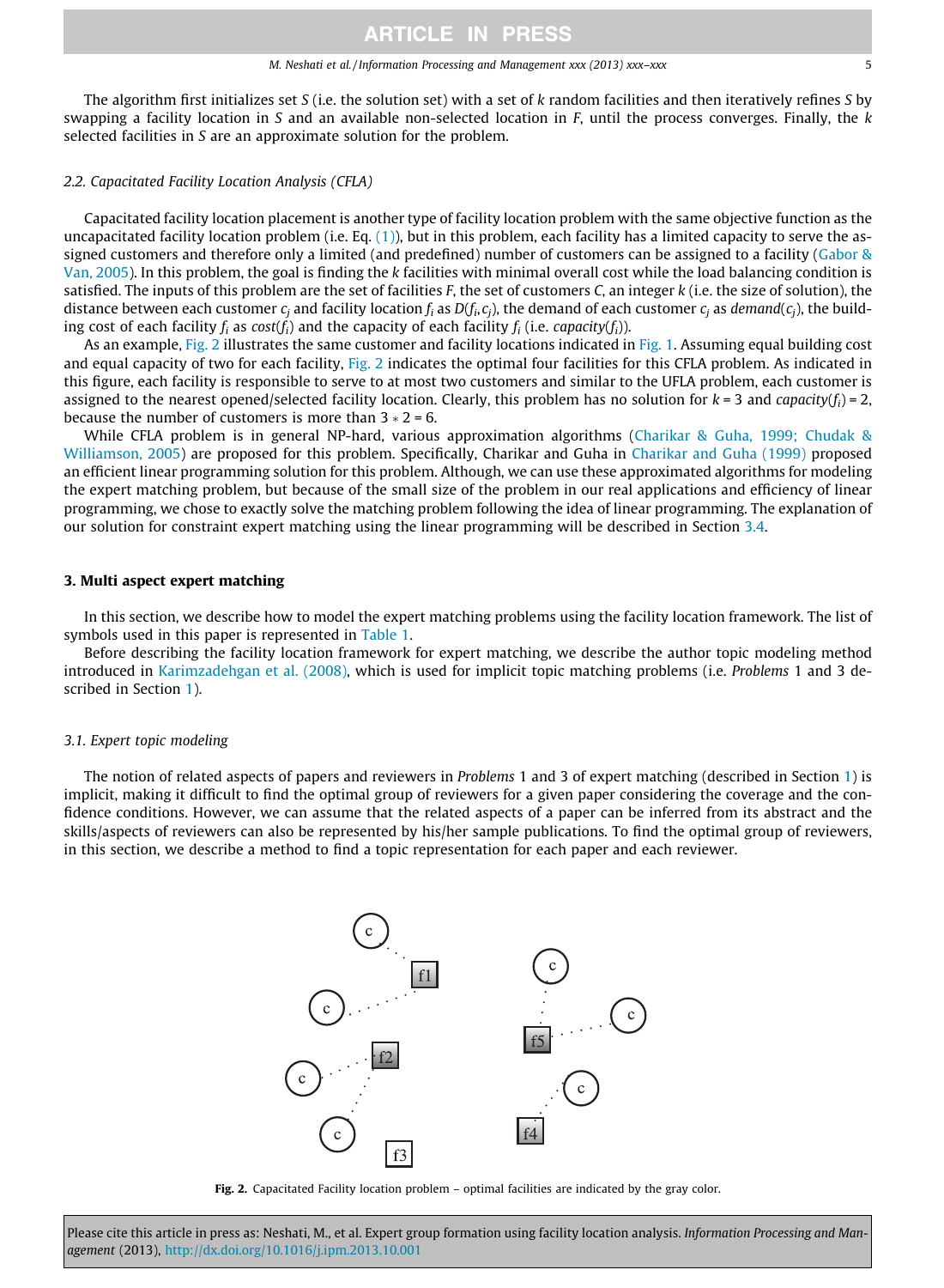The algorithm first initializes set $S$ (i.e. the solution set) with a set of $k$ random facilities and then iteratively refines $S$ by swapping a facility location in $S$ and an available non-selected location in $F$, until the process converges. Finally, the $k$ selected facilities in $S$ are an approximate solution for the problem.

### 2.2. Capacitated Facility Location Analysis (CFLA)

Capacitated facility location placement is another type of facility location problem with the same objective function as the uncapacitated facility location problem (i.e. Eq. (1)), but in this problem, each facility has a limited capacity to serve the assigned customers and therefore only a limited (and predefined) number of customers can be assigned to a facility (Gabor & Van, 2005). In this problem, the goal is finding the $k$ facilities with minimal overall cost while the load balancing condition is satisfied. The inputs of this problem are the set of facilities $F$, the set of customers $C$, an integer $k$ (i.e. the size of solution), the distance between each customer $c_j$ and facility location $f_i$ as $D(f_i, c_j)$, the demand of each customer $c_j$ as $demand(c_j)$, the building cost of each facility $f_i$ as $cost(f_i)$ and the capacity of each facility $f_i$ (i.e. $capacity(f_i)$).

As an example, Fig. 2 illustrates the same customer and facility locations indicated in Fig. 1. Assuming equal building cost and equal capacity of two for each facility, Fig. 2 indicates the optimal four facilities for this CFLA problem. As indicated in this figure, each facility is responsible to serve to at most two customers and similar to the UFLA problem, each customer is assigned to the nearest opened/selected facility location. Clearly, this problem has no solution for $k = 3$ and $capacity(f_i) = 2$, because the number of customers is more than $3 * 2 = 6$.

While CFLA problem is in general NP-hard, various approximation algorithms (Charikar & Guha, 1999; Chudak & Williamson, 2005) are proposed for this problem. Specifically, Charikar and Guha in Charikar and Guha (1999) proposed an efficient linear programming solution for this problem. Although, we can use these approximated algorithms for modeling the expert matching problem, but because of the small size of the problem in our real applications and efficiency of linear programming, we chose to exactly solve the matching problem following the idea of linear programming. The explanation of our solution for constraint expert matching using the linear programming will be described in Section 3.4.

## 3. Multi aspect expert matching

In this section, we describe how to model the expert matching problems using the facility location framework. The list of symbols used in this paper is represented in Table 1.

Before describing the facility location framework for expert matching, we describe the author topic modeling method introduced in Karimzadehgan et al. (2008), which is used for implicit topic matching problems (i.e. *Problems* 1 and 3 described in Section 1).

### 3.1. Expert topic modeling

The notion of related aspects of papers and reviewers in *Problems* 1 and 3 of expert matching (described in Section 1) is implicit, making it difficult to find the optimal group of reviewers for a given paper considering the coverage and the confidence conditions. However, we can assume that the related aspects of a paper can be inferred from its abstract and the skills/aspects of reviewers can also be represented by his/her sample publications. To find the optimal group of reviewers, in this section, we describe a method to find a topic representation for each paper and each reviewer.

**Fig. 2.** Capacitated Facility location problem – optimal facilities are indicated by the gray color.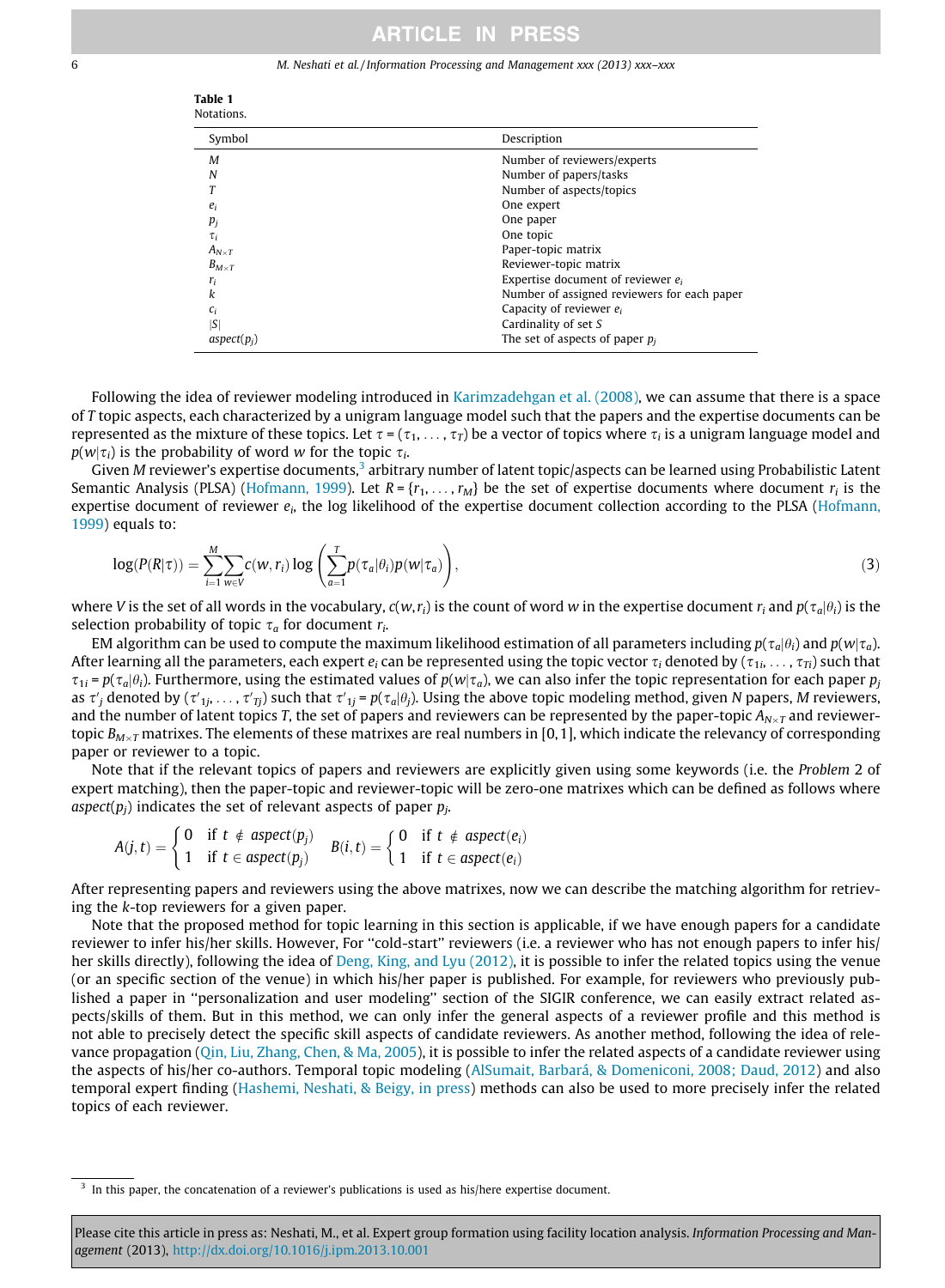**Table 1**
Notations.

| Symbol | Description |
|---|---|
| $M$ | Number of reviewers/experts |
| $N$ | Number of papers/tasks |
| $T$ | Number of aspects/topics |
| $e_i$ | One expert |
| $p_j$ | One paper |
| $\tau_i$ | One topic |
| $A_{N\times T}$ | Paper-topic matrix |
| $B_{M\times T}$ | Reviewer-topic matrix |
| $r_i$ | Expertise document of reviewer $e_i$ |
| $k$ | Number of assigned reviewers for each paper |
| $c_i$ | Capacity of reviewer $e_i$ |
| $\lvert S\rvert$ | Cardinality of set $S$ |
| $aspect(p_j)$ | The set of aspects of paper $p_j$ |

Following the idea of reviewer modeling introduced in Karimzadehgan et al. (2008), we can assume that there is a space of $T$ topic aspects, each characterized by a unigram language model such that the papers and the expertise documents can be represented as the mixture of these topics. Let $\tau = (\tau_1, \ldots, \tau_T)$ be a vector of topics where $\tau_i$ is a unigram language model and $p(w|\tau_i)$ is the probability of word $w$ for the topic $\tau_i$.

Given $M$ reviewer's expertise documents,[3] arbitrary number of latent topic/aspects can be learned using Probabilistic Latent Semantic Analysis (PLSA) (Hofmann, 1999). Let $R = \{r_1, \ldots, r_M\}$ be the set of expertise documents where document $r_i$ is the expertise document of reviewer $e_i$, the log likelihood of the expertise document collection according to the PLSA (Hofmann, 1999) equals to:

$$\log(P(R|\tau)) = \sum_{i=1}^{M}\sum_{w\in V} c(w, r_i)\log\left(\sum_{a=1}^{T} p(\tau_a|\theta_i)p(w|\tau_a)\right), \tag{3}$$

where $V$ is the set of all words in the vocabulary, $c(w,r_i)$ is the count of word $w$ in the expertise document $r_i$ and $p(\tau_a|\theta_i)$ is the selection probability of topic $\tau_a$ for document $r_i$.

EM algorithm can be used to compute the maximum likelihood estimation of all parameters including $p(\tau_a|\theta_i)$ and $p(w|\tau_a)$. After learning all the parameters, each expert $e_i$ can be represented using the topic vector $\tau_i$ denoted by $(\tau_{1i}, \ldots, \tau_{Ti})$ such that $\tau_{1i} = p(\tau_a|\theta_i)$. Furthermore, using the estimated values of $p(w|\tau_a)$, we can also infer the topic representation for each paper $p_j$ as $\tau'_j$ denoted by $(\tau'_{1j}, \ldots, \tau'_{Tj})$ such that $\tau'_{1j} = p(\tau_a|\theta_j)$. Using the above topic modeling method, given $N$ papers, $M$ reviewers, and the number of latent topics $T$, the set of papers and reviewers can be represented by the paper-topic $A_{N\times T}$ and reviewer-topic $B_{M\times T}$ matrixes. The elements of these matrixes are real numbers in $[0,1]$, which indicate the relevancy of corresponding paper or reviewer to a topic.

Note that if the relevant topics of papers and reviewers are explicitly given using some keywords (i.e. the *Problem* 2 of expert matching), then the paper-topic and reviewer-topic will be zero-one matrixes which can be defined as follows where $aspect(p_j)$ indicates the set of relevant aspects of paper $p_j$.

$$A(j,t) = \begin{cases} 0 & \text{if } t \notin aspect(p_j) \\ 1 & \text{if } t \in aspect(p_j) \end{cases} \quad B(i,t) = \begin{cases} 0 & \text{if } t \notin aspect(e_i) \\ 1 & \text{if } t \in aspect(e_i) \end{cases}$$

After representing papers and reviewers using the above matrixes, now we can describe the matching algorithm for retrieving the $k$-top reviewers for a given paper.

Note that the proposed method for topic learning in this section is applicable, if we have enough papers for a candidate reviewer to infer his/her skills. However, For "cold-start" reviewers (i.e. a reviewer who has not enough papers to infer his/her skills directly), following the idea of Deng, King, and Lyu (2012), it is possible to infer the related topics using the venue (or an specific section of the venue) in which his/her paper is published. For example, for reviewers who previously published a paper in "personalization and user modeling" section of the SIGIR conference, we can easily extract related aspects/skills of them. But in this method, we can only infer the general aspects of a reviewer profile and this method is not able to precisely detect the specific skill aspects of candidate reviewers. As another method, following the idea of relevance propagation (Qin, Liu, Zhang, Chen, & Ma, 2005), it is possible to infer the related aspects of a candidate reviewer using the aspects of his/her co-authors. Temporal topic modeling (AlSumait, Barbará, & Domeniconi, 2008; Daud, 2012) and also temporal expert finding (Hashemi, Neshati, & Beigy, in press) methods can also be used to more precisely infer the related topics of each reviewer.

[3] In this paper, the concatenation of a reviewer's publications is used as his/here expertise document.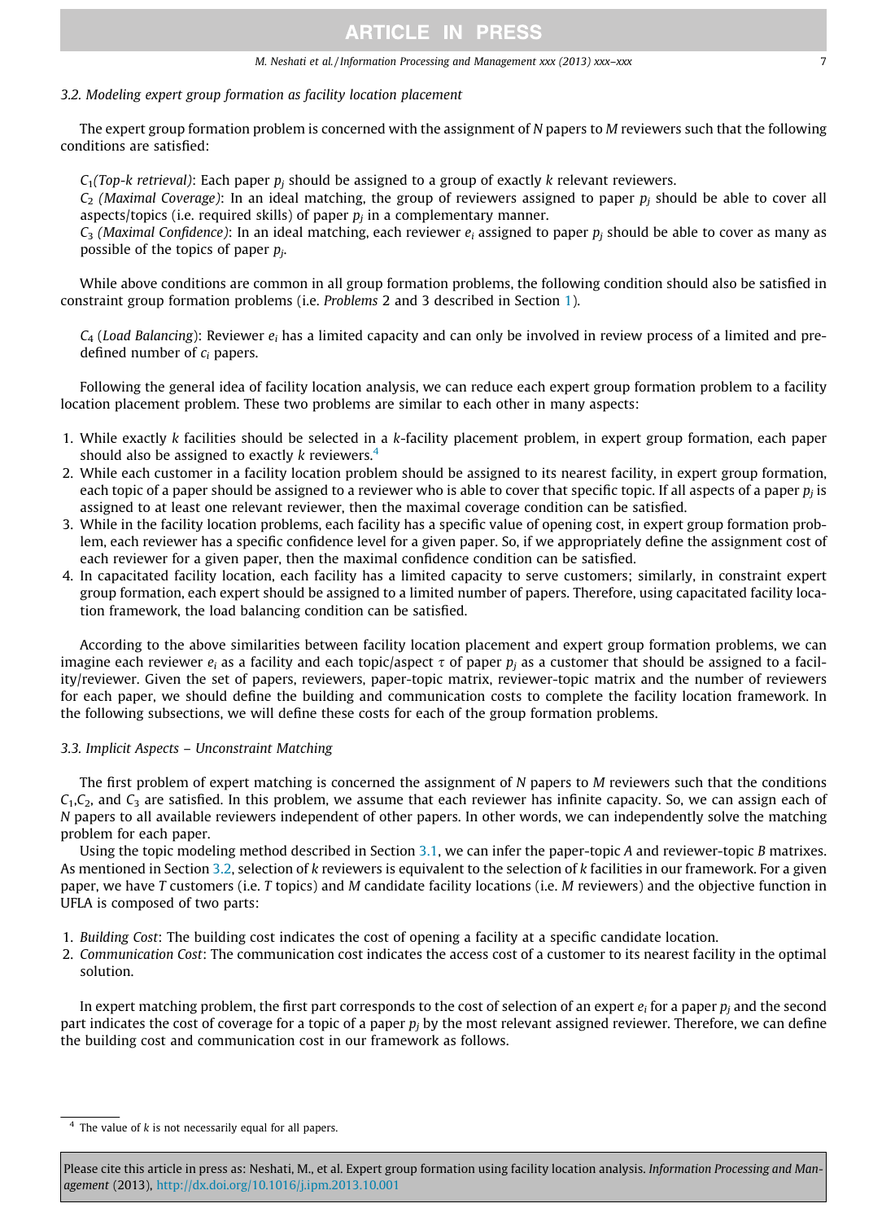### 3.2. Modeling expert group formation as facility location placement

The expert group formation problem is concerned with the assignment of $N$ papers to $M$ reviewers such that the following conditions are satisfied:

$C_1$*(Top-k retrieval)*: Each paper $p_j$ should be assigned to a group of exactly $k$ relevant reviewers.
$C_2$ *(Maximal Coverage)*: In an ideal matching, the group of reviewers assigned to paper $p_j$ should be able to cover all aspects/topics (i.e. required skills) of paper $p_j$ in a complementary manner.
$C_3$ *(Maximal Confidence)*: In an ideal matching, each reviewer $e_i$ assigned to paper $p_j$ should be able to cover as many as possible of the topics of paper $p_j$.

While above conditions are common in all group formation problems, the following condition should also be satisfied in constraint group formation problems (i.e. *Problems* 2 and 3 described in Section 1).

$C_4$ (*Load Balancing*): Reviewer $e_i$ has a limited capacity and can only be involved in review process of a limited and pre-defined number of $c_i$ papers.

Following the general idea of facility location analysis, we can reduce each expert group formation problem to a facility location placement problem. These two problems are similar to each other in many aspects:

1. While exactly $k$ facilities should be selected in a $k$-facility placement problem, in expert group formation, each paper should also be assigned to exactly $k$ reviewers.[4]
2. While each customer in a facility location problem should be assigned to its nearest facility, in expert group formation, each topic of a paper should be assigned to a reviewer who is able to cover that specific topic. If all aspects of a paper $p_j$ is assigned to at least one relevant reviewer, then the maximal coverage condition can be satisfied.
3. While in the facility location problems, each facility has a specific value of opening cost, in expert group formation problem, each reviewer has a specific confidence level for a given paper. So, if we appropriately define the assignment cost of each reviewer for a given paper, then the maximal confidence condition can be satisfied.
4. In capacitated facility location, each facility has a limited capacity to serve customers; similarly, in constraint expert group formation, each expert should be assigned to a limited number of papers. Therefore, using capacitated facility location framework, the load balancing condition can be satisfied.

According to the above similarities between facility location placement and expert group formation problems, we can imagine each reviewer $e_i$ as a facility and each topic/aspect $\tau$ of paper $p_j$ as a customer that should be assigned to a facility/reviewer. Given the set of papers, reviewers, paper-topic matrix, reviewer-topic matrix and the number of reviewers for each paper, we should define the building and communication costs to complete the facility location framework. In the following subsections, we will define these costs for each of the group formation problems.

### 3.3. Implicit Aspects – Unconstraint Matching

The first problem of expert matching is concerned the assignment of $N$ papers to $M$ reviewers such that the conditions $C_1$,$C_2$, and $C_3$ are satisfied. In this problem, we assume that each reviewer has infinite capacity. So, we can assign each of $N$ papers to all available reviewers independent of other papers. In other words, we can independently solve the matching problem for each paper.

Using the topic modeling method described in Section 3.1, we can infer the paper-topic $A$ and reviewer-topic $B$ matrixes. As mentioned in Section 3.2, selection of $k$ reviewers is equivalent to the selection of $k$ facilities in our framework. For a given paper, we have $T$ customers (i.e. $T$ topics) and $M$ candidate facility locations (i.e. $M$ reviewers) and the objective function in UFLA is composed of two parts:

1. *Building Cost*: The building cost indicates the cost of opening a facility at a specific candidate location.
2. *Communication Cost*: The communication cost indicates the access cost of a customer to its nearest facility in the optimal solution.

In expert matching problem, the first part corresponds to the cost of selection of an expert $e_i$ for a paper $p_j$ and the second part indicates the cost of coverage for a topic of a paper $p_j$ by the most relevant assigned reviewer. Therefore, we can define the building cost and communication cost in our framework as follows.

[4] The value of $k$ is not necessarily equal for all papers.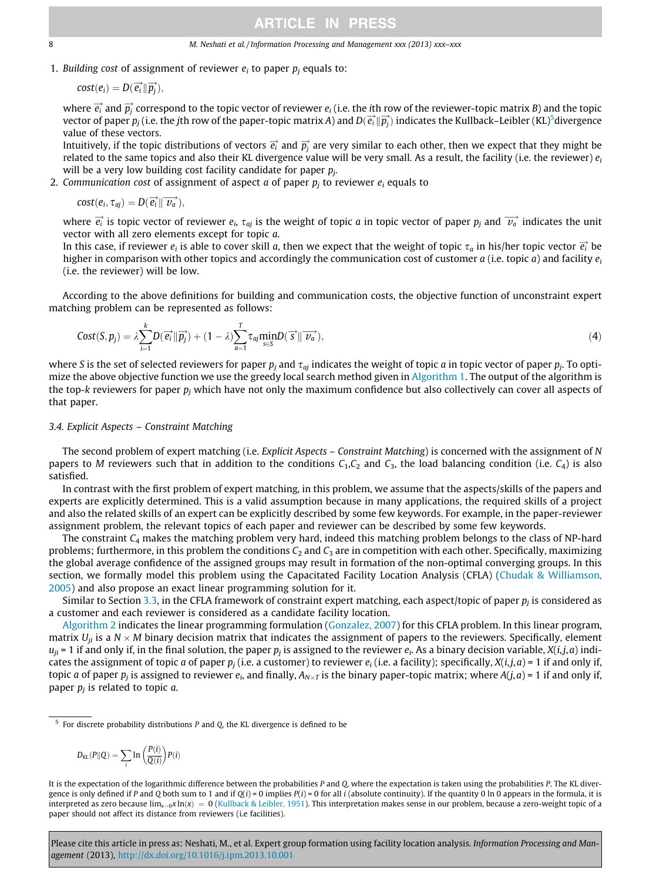1. *Building cost* of assignment of reviewer $e_i$ to paper $p_j$ equals to:

   $cost(e_i) = D(\vec{e_i} \| \vec{p_j}),$

   where $\vec{e_i}$ and $\vec{p_j}$ correspond to the topic vector of reviewer $e_i$ (i.e. the *i*th row of the reviewer-topic matrix *B*) and the topic vector of paper $p_j$ (i.e. the *j*th row of the paper-topic matrix *A*) and $D(\vec{e_i} \| \vec{p_j})$ indicates the Kullback–Leibler (KL)[5] divergence value of these vectors.
   Intuitively, if the topic distributions of vectors $\vec{e_i}$ and $\vec{p_j}$ are very similar to each other, then we expect that they might be related to the same topics and also their KL divergence value will be very small. As a result, the facility (i.e. the reviewer) $e_i$ will be a very low building cost facility candidate for paper $p_j$.
2. *Communication cost* of assignment of aspect *a* of paper $p_j$ to reviewer $e_i$ equals to

   $cost(e_i, \tau_{aj}) = D(\vec{e_i} \| \vec{v_a}),$

   where $\vec{e_i}$ is topic vector of reviewer $e_i$, $\tau_{aj}$ is the weight of topic *a* in topic vector of paper $p_j$ and $\vec{v_a}$ indicates the unit vector with all zero elements except for topic *a*.
   In this case, if reviewer $e_i$ is able to cover skill *a*, then we expect that the weight of topic $\tau_a$ in his/her topic vector $\vec{e_i}$ be higher in comparison with other topics and accordingly the communication cost of customer *a* (i.e. topic *a*) and facility $e_i$ (i.e. the reviewer) will be low.

According to the above definitions for building and communication costs, the objective function of unconstraint expert matching problem can be represented as follows:

$$Cost(S, p_j) = \lambda \sum_{i=1}^{k} D(\vec{e_i} \| \vec{p_j}) + (1 - \lambda) \sum_{a=1}^{T} \tau_{aj} \min_{s \in S} D(\vec{s} \| \vec{v_a}), \tag{4}$$

where *S* is the set of selected reviewers for paper $p_j$ and $\tau_{aj}$ indicates the weight of topic *a* in topic vector of paper $p_j$. To optimize the above objective function we use the greedy local search method given in Algorithm 1. The output of the algorithm is the top-*k* reviewers for paper $p_j$ which have not only the maximum confidence but also collectively can cover all aspects of that paper.

### 3.4. Explicit Aspects – Constraint Matching

The second problem of expert matching (i.e. *Explicit Aspects – Constraint Matching*) is concerned with the assignment of *N* papers to *M* reviewers such that in addition to the conditions $C_1$,$C_2$ and $C_3$, the load balancing condition (i.e. $C_4$) is also satisfied.

In contrast with the first problem of expert matching, in this problem, we assume that the aspects/skills of the papers and experts are explicitly determined. This is a valid assumption because in many applications, the required skills of a project and also the related skills of an expert can be explicitly described by some few keywords. For example, in the paper-reviewer assignment problem, the relevant topics of each paper and reviewer can be described by some few keywords.

The constraint $C_4$ makes the matching problem very hard, indeed this matching problem belongs to the class of NP-hard problems; furthermore, in this problem the conditions $C_2$ and $C_3$ are in competition with each other. Specifically, maximizing the global average confidence of the assigned groups may result in formation of the non-optimal converging groups. In this section, we formally model this problem using the Capacitated Facility Location Analysis (CFLA) (Chudak & Williamson, 2005) and also propose an exact linear programming solution for it.

Similar to Section 3.3, in the CFLA framework of constraint expert matching, each aspect/topic of paper $p_j$ is considered as a customer and each reviewer is considered as a candidate facility location.

Algorithm 2 indicates the linear programming formulation (Gonzalez, 2007) for this CFLA problem. In this linear program, matrix $U_{ji}$ is a $N \times M$ binary decision matrix that indicates the assignment of papers to the reviewers. Specifically, element $u_{ji} = 1$ if and only if, in the final solution, the paper $p_j$ is assigned to the reviewer $e_i$. As a binary decision variable, $X(i,j,a)$ indicates the assignment of topic *a* of paper $p_j$ (i.e. a customer) to reviewer $e_i$ (i.e. a facility); specifically, $X(i,j,a) = 1$ if and only if, topic *a* of paper $p_j$ is assigned to reviewer $e_i$, and finally, $A_{N \times T}$ is the binary paper-topic matrix; where $A(j,a) = 1$ if and only if, paper $p_j$ is related to topic *a*.

---

[5] For discrete probability distributions *P* and *Q*, the KL divergence is defined to be

$$D_{\mathrm{KL}}(P \| Q) = \sum_i \ln\left(\frac{P(i)}{Q(i)}\right) P(i)$$

It is the expectation of the logarithmic difference between the probabilities *P* and *Q*, where the expectation is taken using the probabilities *P*. The KL divergence is only defined if *P* and *Q* both sum to 1 and if $Q(i) = 0$ implies $P(i) = 0$ for all *i* (absolute continuity). If the quantity 0 ln 0 appears in the formula, it is interpreted as zero because $\lim_{x \to 0} x \ln(x) = 0$ (Kullback & Leibler, 1951). This interpretation makes sense in our problem, because a zero-weight topic of a paper should not affect its distance from reviewers (i.e facilities).

Please cite this article in press as: Neshati, M., et al. Expert group formation using facility location analysis. *Information Processing and Management* (2013), http://dx.doi.org/10.1016/j.ipm.2013.10.001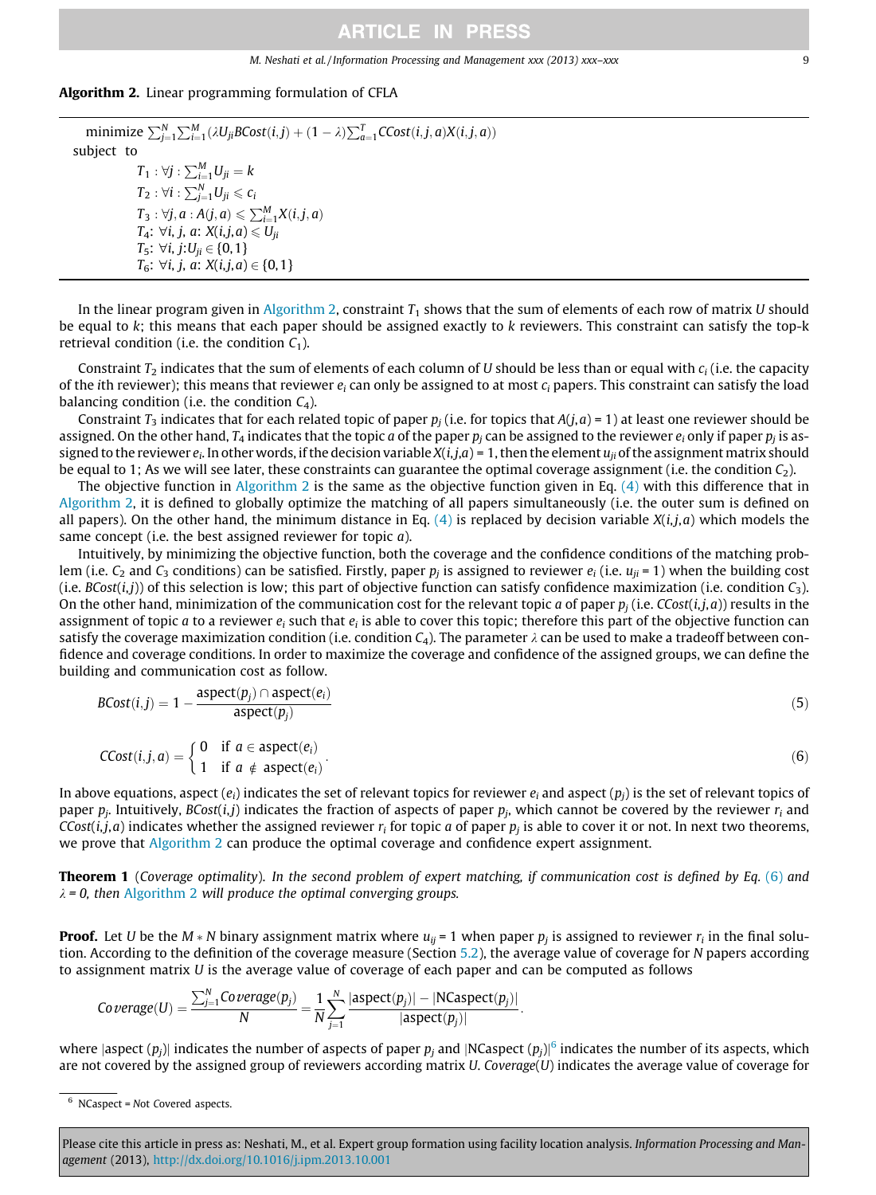**Algorithm 2.** Linear programming formulation of CFLA

---

minimize $\sum_{j=1}^{N}\sum_{i=1}^{M}(\lambda U_{ji} BCost(i,j) + (1-\lambda)\sum_{a=1}^{T} CCost(i,j,a)X(i,j,a))$

subject to

$T_1 : \forall j : \sum_{i=1}^{M} U_{ji} = k$

$T_2 : \forall i : \sum_{j=1}^{N} U_{ji} \leqslant c_i$

$T_3 : \forall j, a : A(j,a) \leqslant \sum_{i=1}^{M} X(i,j,a)$

$T_4$: $\forall i, j, a$: $X(i,j,a) \leqslant U_{ji}$

$T_5$: $\forall i, j$: $U_{ji} \in \{0,1\}$

$T_6$: $\forall i, j, a$: $X(i,j,a) \in \{0,1\}$

---

In the linear program given in Algorithm 2, constraint $T_1$ shows that the sum of elements of each row of matrix $U$ should be equal to $k$; this means that each paper should be assigned exactly to $k$ reviewers. This constraint can satisfy the top-k retrieval condition (i.e. the condition $C_1$).

Constraint $T_2$ indicates that the sum of elements of each column of $U$ should be less than or equal with $c_i$ (i.e. the capacity of the $i$th reviewer); this means that reviewer $e_i$ can only be assigned to at most $c_i$ papers. This constraint can satisfy the load balancing condition (i.e. the condition $C_4$).

Constraint $T_3$ indicates that for each related topic of paper $p_j$ (i.e. for topics that $A(j,a) = 1$) at least one reviewer should be assigned. On the other hand, $T_4$ indicates that the topic $a$ of the paper $p_j$ can be assigned to the reviewer $e_i$ only if paper $p_j$ is assigned to the reviewer $e_i$. In other words, if the decision variable $X(i,j,a) = 1$, then the element $u_{ji}$ of the assignment matrix should be equal to 1; As we will see later, these constraints can guarantee the optimal coverage assignment (i.e. the condition $C_2$).

The objective function in Algorithm 2 is the same as the objective function given in Eq. (4) with this difference that in Algorithm 2, it is defined to globally optimize the matching of all papers simultaneously (i.e. the outer sum is defined on all papers). On the other hand, the minimum distance in Eq. (4) is replaced by decision variable $X(i,j,a)$ which models the same concept (i.e. the best assigned reviewer for topic $a$).

Intuitively, by minimizing the objective function, both the coverage and the confidence conditions of the matching problem (i.e. $C_2$ and $C_3$ conditions) can be satisfied. Firstly, paper $p_j$ is assigned to reviewer $e_i$ (i.e. $u_{ji} = 1$) when the building cost (i.e. $BCost(i,j)$) of this selection is low; this part of objective function can satisfy confidence maximization (i.e. condition $C_3$). On the other hand, minimization of the communication cost for the relevant topic $a$ of paper $p_j$ (i.e. $CCost(i,j,a)$) results in the assignment of topic $a$ to a reviewer $e_i$ such that $e_i$ is able to cover this topic; therefore this part of the objective function can satisfy the coverage maximization condition (i.e. condition $C_4$). The parameter $\lambda$ can be used to make a tradeoff between confidence and coverage conditions. In order to maximize the coverage and confidence of the assigned groups, we can define the building and communication cost as follow.

$$BCost(i,j) = 1 - \frac{\text{aspect}(p_j) \cap \text{aspect}(e_i)}{\text{aspect}(p_j)} \tag{5}$$

$$CCost(i,j,a) = \begin{cases} 0 & \text{if } a \in \text{aspect}(e_i) \\ 1 & \text{if } a \notin \text{aspect}(e_i) \end{cases}. \tag{6}$$

In above equations, aspect ($e_i$) indicates the set of relevant topics for reviewer $e_i$ and aspect ($p_j$) is the set of relevant topics of paper $p_j$. Intuitively, $BCost(i,j)$ indicates the fraction of aspects of paper $p_j$, which cannot be covered by the reviewer $r_i$ and $CCost(i,j,a)$ indicates whether the assigned reviewer $r_i$ for topic $a$ of paper $p_j$ is able to cover it or not. In next two theorems, we prove that Algorithm 2 can produce the optimal coverage and confidence expert assignment.

**Theorem 1** (*Coverage optimality*). *In the second problem of expert matching, if communication cost is defined by Eq. (6) and $\lambda = 0$, then Algorithm 2 will produce the optimal converging groups.*

**Proof.** Let $U$ be the $M * N$ binary assignment matrix where $u_{ij} = 1$ when paper $p_j$ is assigned to reviewer $r_i$ in the final solution. According to the definition of the coverage measure (Section 5.2), the average value of coverage for $N$ papers according to assignment matrix $U$ is the average value of coverage of each paper and can be computed as follows

$$Coverage(U) = \frac{\sum_{j=1}^{N} Coverage(p_j)}{N} = \frac{1}{N}\sum_{j=1}^{N} \frac{|\text{aspect}(p_j)| - |\text{NCaspect}(p_j)|}{|\text{aspect}(p_j)|}.$$

where |aspect ($p_j$)| indicates the number of aspects of paper $p_j$ and |NCaspect ($p_j$)|[6] indicates the number of its aspects, which are not covered by the assigned group of reviewers according matrix $U$. $Coverage(U)$ indicates the average value of coverage for

[6] NCaspect = *N*ot *C*overed aspects.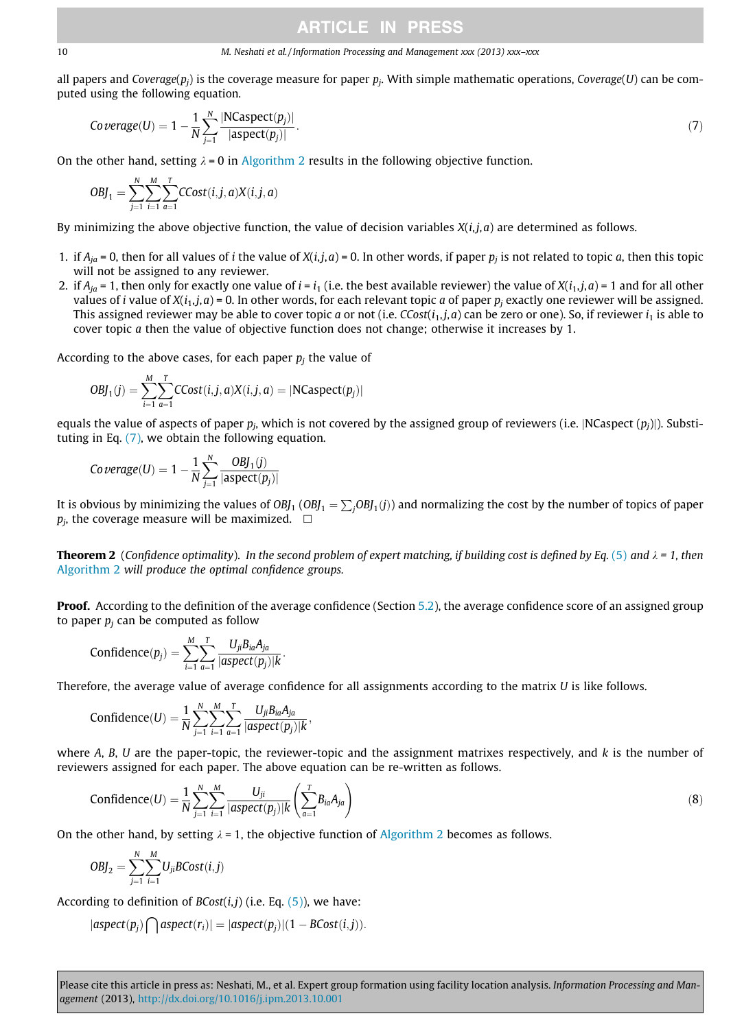all papers and $Coverage(p_j)$ is the coverage measure for paper $p_j$. With simple mathematical operations, $Coverage(U)$ can be computed using the following equation.

$$Coverage(U) = 1 - \frac{1}{N}\sum_{j=1}^{N}\frac{|\text{NCaspect}(p_j)|}{|\text{aspect}(p_j)|}. \tag{7}$$

On the other hand, setting $\lambda = 0$ in Algorithm 2 results in the following objective function.

$$OBJ_1 = \sum_{j=1}^{N}\sum_{i=1}^{M}\sum_{a=1}^{T} CCost(i,j,a)X(i,j,a)$$

By minimizing the above objective function, the value of decision variables $X(i,j,a)$ are determined as follows.

1. if $A_{ja} = 0$, then for all values of $i$ the value of $X(i,j,a) = 0$. In other words, if paper $p_j$ is not related to topic $a$, then this topic will not be assigned to any reviewer.
2. if $A_{ja} = 1$, then only for exactly one value of $i = i_1$ (i.e. the best available reviewer) the value of $X(i_1,j,a) = 1$ and for all other values of $i$ value of $X(i_1,j,a) = 0$. In other words, for each relevant topic $a$ of paper $p_j$ exactly one reviewer will be assigned. This assigned reviewer may be able to cover topic $a$ or not (i.e. $CCost(i_1,j,a)$ can be zero or one). So, if reviewer $i_1$ is able to cover topic $a$ then the value of objective function does not change; otherwise it increases by 1.

According to the above cases, for each paper $p_j$ the value of

$$OBJ_1(j) = \sum_{i=1}^{M}\sum_{a=1}^{T} CCost(i,j,a)X(i,j,a) = |\text{NCaspect}(p_j)|$$

equals the value of aspects of paper $p_j$, which is not covered by the assigned group of reviewers (i.e. $|\text{NCaspect}\ (p_j)|$). Substituting in Eq. (7), we obtain the following equation.

$$Coverage(U) = 1 - \frac{1}{N}\sum_{j=1}^{N}\frac{OBJ_1(j)}{|\text{aspect}(p_j)|}$$

It is obvious by minimizing the values of $OBJ_1$ ($OBJ_1 = \sum_j OBJ_1(j)$) and normalizing the cost by the number of topics of paper $p_j$, the coverage measure will be maximized. □

**Theorem 2** (*Confidence optimality*). *In the second problem of expert matching, if building cost is defined by Eq. (5) and $\lambda = 1$, then Algorithm 2 will produce the optimal confidence groups.*

**Proof.** According to the definition of the average confidence (Section 5.2), the average confidence score of an assigned group to paper $p_j$ can be computed as follow

$$\text{Confidence}(p_j) = \sum_{i=1}^{M}\sum_{a=1}^{T}\frac{U_{ji}B_{ia}A_{ja}}{|aspect(p_j)|k}.$$

Therefore, the average value of average confidence for all assignments according to the matrix $U$ is like follows.

$$\text{Confidence}(U) = \frac{1}{N}\sum_{j=1}^{N}\sum_{i=1}^{M}\sum_{a=1}^{T}\frac{U_{ji}B_{ia}A_{ja}}{|aspect(p_j)|k},$$

where $A$, $B$, $U$ are the paper-topic, the reviewer-topic and the assignment matrixes respectively, and $k$ is the number of reviewers assigned for each paper. The above equation can be re-written as follows.

$$\text{Confidence}(U) = \frac{1}{N}\sum_{j=1}^{N}\sum_{i=1}^{M}\frac{U_{ji}}{|aspect(p_j)|k}\left(\sum_{a=1}^{T}B_{ia}A_{ja}\right) \tag{8}$$

On the other hand, by setting $\lambda = 1$, the objective function of Algorithm 2 becomes as follows.

$$OBJ_2 = \sum_{j=1}^{N}\sum_{i=1}^{M}U_{ji}BCost(i,j)$$

According to definition of $BCost(i,j)$ (i.e. Eq. (5)), we have:

$$|aspect(p_j)\bigcap aspect(r_i)| = |aspect(p_j)|(1 - BCost(i,j)).$$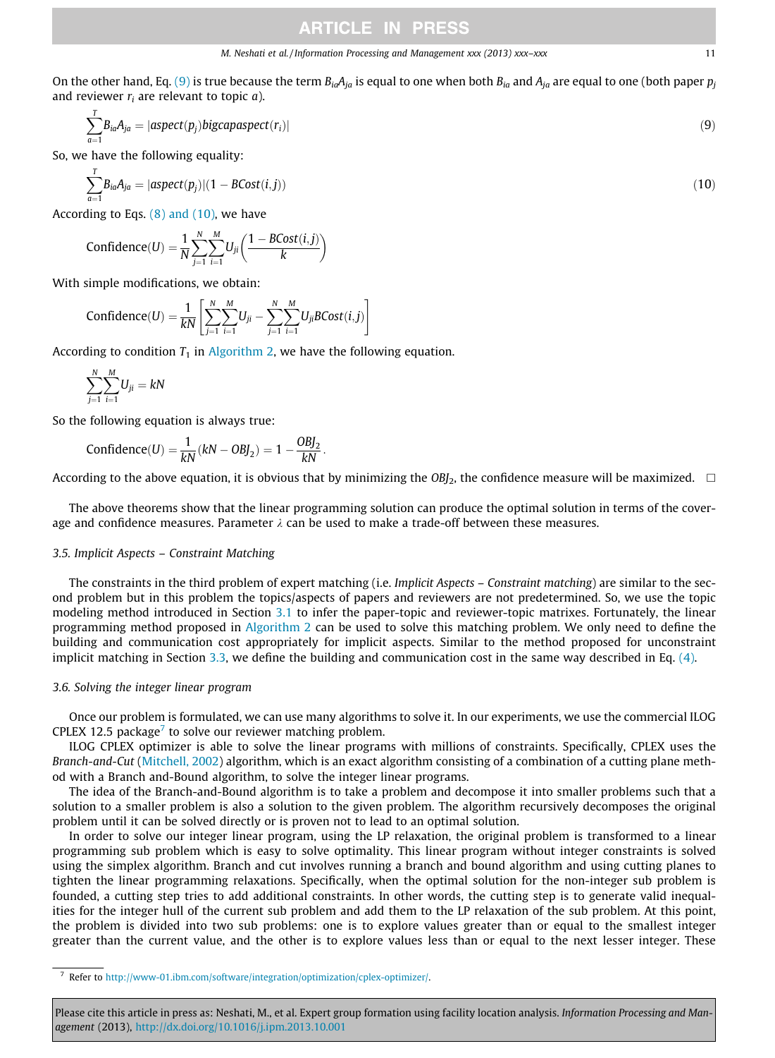On the other hand, Eq. (9) is true because the term $B_{ia}A_{ja}$ is equal to one when both $B_{ia}$ and $A_{ja}$ are equal to one (both paper $p_j$ and reviewer $r_i$ are relevant to topic $a$).

$$\sum_{a=1}^{T} B_{ia}A_{ja} = |aspect(p_j) bigcap aspect(r_i)| \tag{9}$$

So, we have the following equality:

$$\sum_{a=1}^{T} B_{ia}A_{ja} = |aspect(p_j)|(1 - BCost(i,j)) \tag{10}$$

According to Eqs. (8) and (10), we have

$$\text{Confidence}(U) = \frac{1}{N}\sum_{j=1}^{N}\sum_{i=1}^{M} U_{ji}\left(\frac{1 - BCost(i,j)}{k}\right)$$

With simple modifications, we obtain:

$$\text{Confidence}(U) = \frac{1}{kN}\left[\sum_{j=1}^{N}\sum_{i=1}^{M} U_{ji} - \sum_{j=1}^{N}\sum_{i=1}^{M} U_{ji} BCost(i,j)\right]$$

According to condition $T_1$ in Algorithm 2, we have the following equation.

$$\sum_{j=1}^{N}\sum_{i=1}^{M} U_{ji} = kN$$

So the following equation is always true:

$$\text{Confidence}(U) = \frac{1}{kN}(kN - OBJ_2) = 1 - \frac{OBJ_2}{kN}.$$

According to the above equation, it is obvious that by minimizing the $OBJ_2$, the confidence measure will be maximized. □

The above theorems show that the linear programming solution can produce the optimal solution in terms of the coverage and confidence measures. Parameter $\lambda$ can be used to make a trade-off between these measures.

### 3.5. Implicit Aspects – Constraint Matching

The constraints in the third problem of expert matching (i.e. *Implicit Aspects – Constraint matching*) are similar to the second problem but in this problem the topics/aspects of papers and reviewers are not predetermined. So, we use the topic modeling method introduced in Section 3.1 to infer the paper-topic and reviewer-topic matrixes. Fortunately, the linear programming method proposed in Algorithm 2 can be used to solve this matching problem. We only need to define the building and communication cost appropriately for implicit aspects. Similar to the method proposed for unconstraint implicit matching in Section 3.3, we define the building and communication cost in the same way described in Eq. (4).

### 3.6. Solving the integer linear program

Once our problem is formulated, we can use many algorithms to solve it. In our experiments, we use the commercial ILOG CPLEX 12.5 package[7] to solve our reviewer matching problem.

ILOG CPLEX optimizer is able to solve the linear programs with millions of constraints. Specifically, CPLEX uses the *Branch-and-Cut* (Mitchell, 2002) algorithm, which is an exact algorithm consisting of a combination of a cutting plane method with a Branch and-Bound algorithm, to solve the integer linear programs.

The idea of the Branch-and-Bound algorithm is to take a problem and decompose it into smaller problems such that a solution to a smaller problem is also a solution to the given problem. The algorithm recursively decomposes the original problem until it can be solved directly or is proven not to lead to an optimal solution.

In order to solve our integer linear program, using the LP relaxation, the original problem is transformed to a linear programming sub problem which is easy to solve optimality. This linear program without integer constraints is solved using the simplex algorithm. Branch and cut involves running a branch and bound algorithm and using cutting planes to tighten the linear programming relaxations. Specifically, when the optimal solution for the non-integer sub problem is founded, a cutting step tries to add additional constraints. In other words, the cutting step is to generate valid inequalities for the integer hull of the current sub problem and add them to the LP relaxation of the sub problem. At this point, the problem is divided into two sub problems: one is to explore values greater than or equal to the smallest integer greater than the current value, and the other is to explore values less than or equal to the next lesser integer. These

[7] Refer to http://www-01.ibm.com/software/integration/optimization/cplex-optimizer/.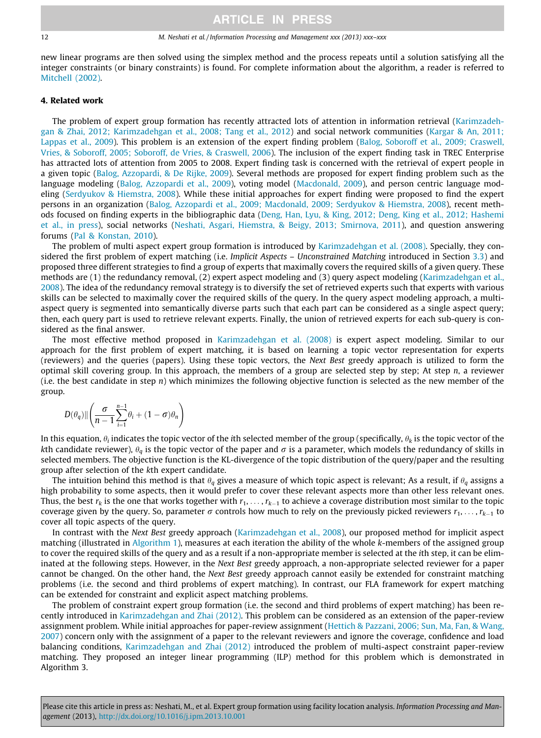new linear programs are then solved using the simplex method and the process repeats until a solution satisfying all the integer constraints (or binary constraints) is found. For complete information about the algorithm, a reader is referred to Mitchell (2002).

## 4. Related work

The problem of expert group formation has recently attracted lots of attention in information retrieval (Karimzadehgan & Zhai, 2012; Karimzadehgan et al., 2008; Tang et al., 2012) and social network communities (Kargar & An, 2011; Lappas et al., 2009). This problem is an extension of the expert finding problem (Balog, Soboroff et al., 2009; Craswell, Vries, & Soboroff, 2005; Soboroff, de Vries, & Craswell, 2006). The inclusion of the expert finding task in TREC Enterprise has attracted lots of attention from 2005 to 2008. Expert finding task is concerned with the retrieval of expert people in a given topic (Balog, Azzopardi, & De Rijke, 2009). Several methods are proposed for expert finding problem such as the language modeling (Balog, Azzopardi et al., 2009), voting model (Macdonald, 2009), and person centric language modeling (Serdyukov & Hiemstra, 2008). While these initial approaches for expert finding were proposed to find the expert persons in an organization (Balog, Azzopardi et al., 2009; Macdonald, 2009; Serdyukov & Hiemstra, 2008), recent methods focused on finding experts in the bibliographic data (Deng, Han, Lyu, & King, 2012; Deng, King et al., 2012; Hashemi et al., in press), social networks (Neshati, Asgari, Hiemstra, & Beigy, 2013; Smirnova, 2011), and question answering forums (Pal & Konstan, 2010).

The problem of multi aspect expert group formation is introduced by Karimzadehgan et al. (2008). Specially, they considered the first problem of expert matching (i.e. *Implicit Aspects – Unconstrained Matching* introduced in Section 3.3) and proposed three different strategies to find a group of experts that maximally covers the required skills of a given query. These methods are (1) the redundancy removal, (2) expert aspect modeling and (3) query aspect modeling (Karimzadehgan et al., 2008). The idea of the redundancy removal strategy is to diversify the set of retrieved experts such that experts with various skills can be selected to maximally cover the required skills of the query. In the query aspect modeling approach, a multi-aspect query is segmented into semantically diverse parts such that each part can be considered as a single aspect query; then, each query part is used to retrieve relevant experts. Finally, the union of retrieved experts for each sub-query is considered as the final answer.

The most effective method proposed in Karimzadehgan et al. (2008) is expert aspect modeling. Similar to our approach for the first problem of expert matching, it is based on learning a topic vector representation for experts (reviewers) and the queries (papers). Using these topic vectors, the *Next Best* greedy approach is utilized to form the optimal skill covering group. In this approach, the members of a group are selected step by step; At step $n$, a reviewer (i.e. the best candidate in step $n$) which minimizes the following objective function is selected as the new member of the group.

$$D(\theta_q)\|\left(\frac{\sigma}{n-1}\sum_{i=1}^{n-1}\theta_i + (1-\sigma)\theta_n\right)$$

In this equation, $\theta_i$ indicates the topic vector of the $i$th selected member of the group (specifically, $\theta_k$ is the topic vector of the $k$th candidate reviewer), $\theta_q$ is the topic vector of the paper and $\sigma$ is a parameter, which models the redundancy of skills in selected members. The objective function is the KL-divergence of the topic distribution of the query/paper and the resulting group after selection of the $k$th expert candidate.

The intuition behind this method is that $\theta_q$ gives a measure of which topic aspect is relevant; As a result, if $\theta_q$ assigns a high probability to some aspects, then it would prefer to cover these relevant aspects more than other less relevant ones. Thus, the best $r_k$ is the one that works together with $r_1, \ldots, r_{k-1}$ to achieve a coverage distribution most similar to the topic coverage given by the query. So, parameter $\sigma$ controls how much to rely on the previously picked reviewers $r_1, \ldots, r_{k-1}$ to cover all topic aspects of the query.

In contrast with the *Next Best* greedy approach (Karimzadehgan et al., 2008), our proposed method for implicit aspect matching (illustrated in Algorithm 1), measures at each iteration the ability of the whole $k$-members of the assigned group to cover the required skills of the query and as a result if a non-appropriate member is selected at the $i$th step, it can be eliminated at the following steps. However, in the *Next Best* greedy approach, a non-appropriate selected reviewer for a paper cannot be changed. On the other hand, the *Next Best* greedy approach cannot easily be extended for constraint matching problems (i.e. the second and third problems of expert matching). In contrast, our FLA framework for expert matching can be extended for constraint and explicit aspect matching problems.

The problem of constraint expert group formation (i.e. the second and third problems of expert matching) has been recently introduced in Karimzadehgan and Zhai (2012). This problem can be considered as an extension of the paper-review assignment problem. While initial approaches for paper-review assignment (Hettich & Pazzani, 2006; Sun, Ma, Fan, & Wang, 2007) concern only with the assignment of a paper to the relevant reviewers and ignore the coverage, confidence and load balancing conditions, Karimzadehgan and Zhai (2012) introduced the problem of multi-aspect constraint paper-review matching. They proposed an integer linear programming (ILP) method for this problem which is demonstrated in Algorithm 3.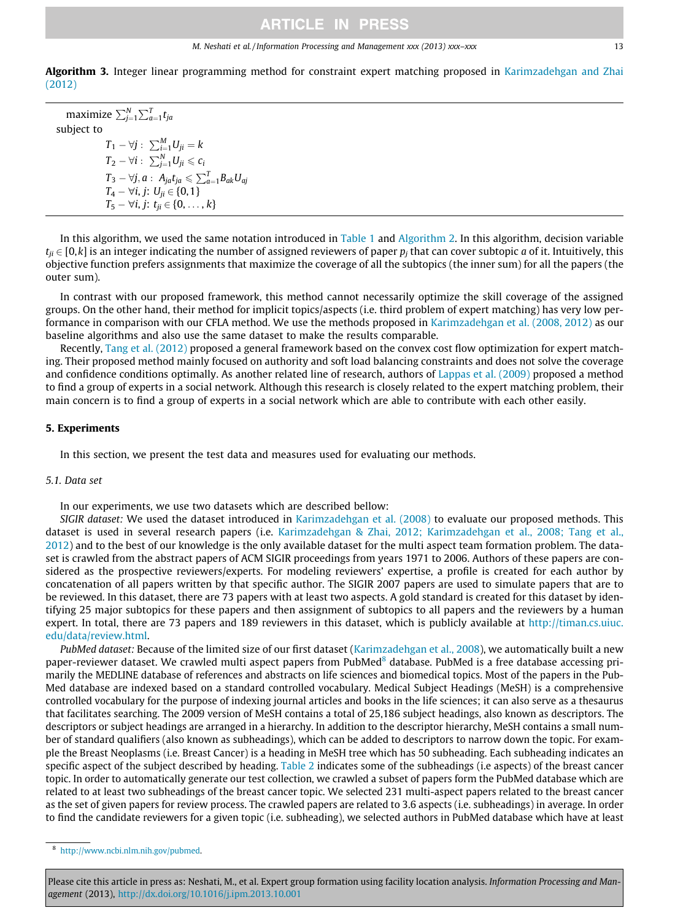**Algorithm 3.** Integer linear programming method for constraint expert matching proposed in Karimzadehgan and Zhai (2012)

---

maximize $\sum_{j=1}^{N}\sum_{a=1}^{T} t_{ja}$

subject to

$T_1 - \forall j:\ \sum_{i=1}^{M} U_{ji} = k$

$T_2 - \forall i:\ \sum_{j=1}^{N} U_{ji} \leqslant c_i$

$T_3 - \forall j, a:\ A_{ja} t_{ja} \leqslant \sum_{a=1}^{T} B_{ak} U_{aj}$

$T_4 - \forall i, j:\ U_{ji} \in \{0, 1\}$

$T_5 - \forall i, j:\ t_{ji} \in \{0, \ldots, k\}$

---

In this algorithm, we used the same notation introduced in Table 1 and Algorithm 2. In this algorithm, decision variable $t_{ji} \in [0,k]$ is an integer indicating the number of assigned reviewers of paper $p_j$ that can cover subtopic $a$ of it. Intuitively, this objective function prefers assignments that maximize the coverage of all the subtopics (the inner sum) for all the papers (the outer sum).

In contrast with our proposed framework, this method cannot necessarily optimize the skill coverage of the assigned groups. On the other hand, their method for implicit topics/aspects (i.e. third problem of expert matching) has very low performance in comparison with our CFLA method. We use the methods proposed in Karimzadehgan et al. (2008, 2012) as our baseline algorithms and also use the same dataset to make the results comparable.

Recently, Tang et al. (2012) proposed a general framework based on the convex cost flow optimization for expert matching. Their proposed method mainly focused on authority and soft load balancing constraints and does not solve the coverage and confidence conditions optimally. As another related line of research, authors of Lappas et al. (2009) proposed a method to find a group of experts in a social network. Although this research is closely related to the expert matching problem, their main concern is to find a group of experts in a social network which are able to contribute with each other easily.

## 5. Experiments

In this section, we present the test data and measures used for evaluating our methods.

### 5.1. Data set

In our experiments, we use two datasets which are described bellow:

*SIGIR dataset:* We used the dataset introduced in Karimzadehgan et al. (2008) to evaluate our proposed methods. This dataset is used in several research papers (i.e. Karimzadehgan & Zhai, 2012; Karimzadehgan et al., 2008; Tang et al., 2012) and to the best of our knowledge is the only available dataset for the multi aspect team formation problem. The dataset is crawled from the abstract papers of ACM SIGIR proceedings from years 1971 to 2006. Authors of these papers are considered as the prospective reviewers/experts. For modeling reviewers' expertise, a profile is created for each author by concatenation of all papers written by that specific author. The SIGIR 2007 papers are used to simulate papers that are to be reviewed. In this dataset, there are 73 papers with at least two aspects. A gold standard is created for this dataset by identifying 25 major subtopics for these papers and then assignment of subtopics to all papers and the reviewers by a human expert. In total, there are 73 papers and 189 reviewers in this dataset, which is publicly available at http://timan.cs.uiuc.edu/data/review.html.

*PubMed dataset:* Because of the limited size of our first dataset (Karimzadehgan et al., 2008), we automatically built a new paper-reviewer dataset. We crawled multi aspect papers from PubMed[8] database. PubMed is a free database accessing primarily the MEDLINE database of references and abstracts on life sciences and biomedical topics. Most of the papers in the PubMed database are indexed based on a standard controlled vocabulary. Medical Subject Headings (MeSH) is a comprehensive controlled vocabulary for the purpose of indexing journal articles and books in the life sciences; it can also serve as a thesaurus that facilitates searching. The 2009 version of MeSH contains a total of 25,186 subject headings, also known as descriptors. The descriptors or subject headings are arranged in a hierarchy. In addition to the descriptor hierarchy, MeSH contains a small number of standard qualifiers (also known as subheadings), which can be added to descriptors to narrow down the topic. For example the Breast Neoplasms (i.e. Breast Cancer) is a heading in MeSH tree which has 50 subheading. Each subheading indicates an specific aspect of the subject described by heading. Table 2 indicates some of the subheadings (i.e aspects) of the breast cancer topic. In order to automatically generate our test collection, we crawled a subset of papers form the PubMed database which are related to at least two subheadings of the breast cancer topic. We selected 231 multi-aspect papers related to the breast cancer as the set of given papers for review process. The crawled papers are related to 3.6 aspects (i.e. subheadings) in average. In order to find the candidate reviewers for a given topic (i.e. subheading), we selected authors in PubMed database which have at least

[8] http://www.ncbi.nlm.nih.gov/pubmed.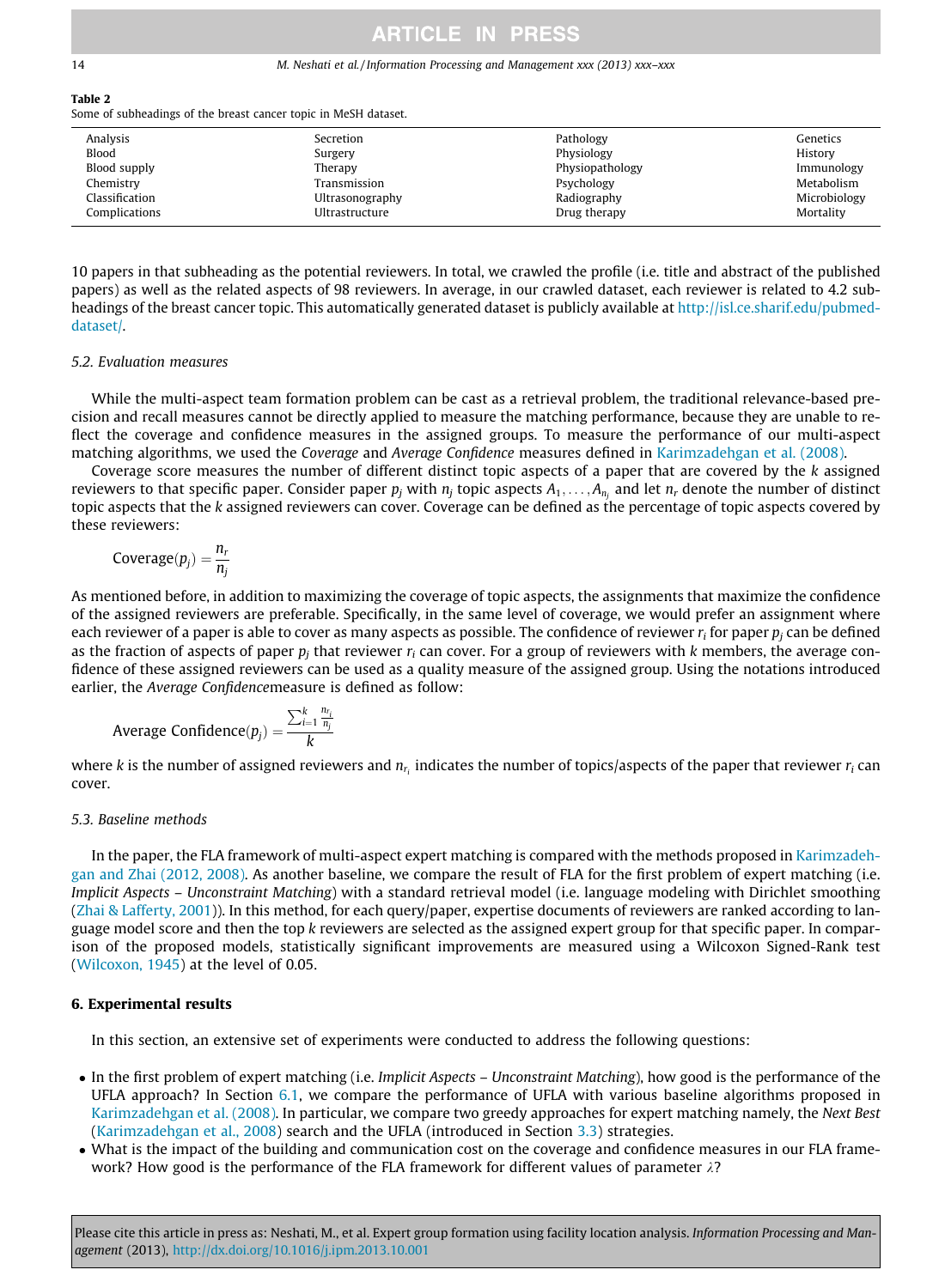**Table 2**
Some of subheadings of the breast cancer topic in MeSH dataset.

| | | | |
|---|---|---|---|
| Analysis | Secretion | Pathology | Genetics |
| Blood | Surgery | Physiology | History |
| Blood supply | Therapy | Physiopathology | Immunology |
| Chemistry | Transmission | Psychology | Metabolism |
| Classification | Ultrasonography | Radiography | Microbiology |
| Complications | Ultrastructure | Drug therapy | Mortality |

10 papers in that subheading as the potential reviewers. In total, we crawled the profile (i.e. title and abstract of the published papers) as well as the related aspects of 98 reviewers. In average, in our crawled dataset, each reviewer is related to 4.2 subheadings of the breast cancer topic. This automatically generated dataset is publicly available at http://isl.ce.sharif.edu/pubmed-dataset/.

### 5.2. Evaluation measures

While the multi-aspect team formation problem can be cast as a retrieval problem, the traditional relevance-based precision and recall measures cannot be directly applied to measure the matching performance, because they are unable to reflect the coverage and confidence measures in the assigned groups. To measure the performance of our multi-aspect matching algorithms, we used the *Coverage* and *Average Confidence* measures defined in Karimzadehgan et al. (2008).

Coverage score measures the number of different distinct topic aspects of a paper that are covered by the $k$ assigned reviewers to that specific paper. Consider paper $p_j$ with $n_j$ topic aspects $A_1, \ldots, A_{n_j}$ and let $n_r$ denote the number of distinct topic aspects that the $k$ assigned reviewers can cover. Coverage can be defined as the percentage of topic aspects covered by these reviewers:

$$\text{Coverage}(p_j) = \frac{n_r}{n_j}$$

As mentioned before, in addition to maximizing the coverage of topic aspects, the assignments that maximize the confidence of the assigned reviewers are preferable. Specifically, in the same level of coverage, we would prefer an assignment where each reviewer of a paper is able to cover as many aspects as possible. The confidence of reviewer $r_i$ for paper $p_j$ can be defined as the fraction of aspects of paper $p_j$ that reviewer $r_i$ can cover. For a group of reviewers with $k$ members, the average confidence of these assigned reviewers can be used as a quality measure of the assigned group. Using the notations introduced earlier, the *Average Confidence*measure is defined as follow:

$$\text{Average Confidence}(p_j) = \frac{\sum_{i=1}^{k} \frac{n_{r_i}}{n_j}}{k}$$

where $k$ is the number of assigned reviewers and $n_{r_i}$ indicates the number of topics/aspects of the paper that reviewer $r_i$ can cover.

### 5.3. Baseline methods

In the paper, the FLA framework of multi-aspect expert matching is compared with the methods proposed in Karimzadehgan and Zhai (2012, 2008). As another baseline, we compare the result of FLA for the first problem of expert matching (i.e. *Implicit Aspects – Unconstraint Matching*) with a standard retrieval model (i.e. language modeling with Dirichlet smoothing (Zhai & Lafferty, 2001)). In this method, for each query/paper, expertise documents of reviewers are ranked according to language model score and then the top $k$ reviewers are selected as the assigned expert group for that specific paper. In comparison of the proposed models, statistically significant improvements are measured using a Wilcoxon Signed-Rank test (Wilcoxon, 1945) at the level of 0.05.

## 6. Experimental results

In this section, an extensive set of experiments were conducted to address the following questions:

- In the first problem of expert matching (i.e. *Implicit Aspects – Unconstraint Matching*), how good is the performance of the UFLA approach? In Section 6.1, we compare the performance of UFLA with various baseline algorithms proposed in Karimzadehgan et al. (2008). In particular, we compare two greedy approaches for expert matching namely, the *Next Best* (Karimzadehgan et al., 2008) search and the UFLA (introduced in Section 3.3) strategies.
- What is the impact of the building and communication cost on the coverage and confidence measures in our FLA framework? How good is the performance of the FLA framework for different values of parameter $\lambda$?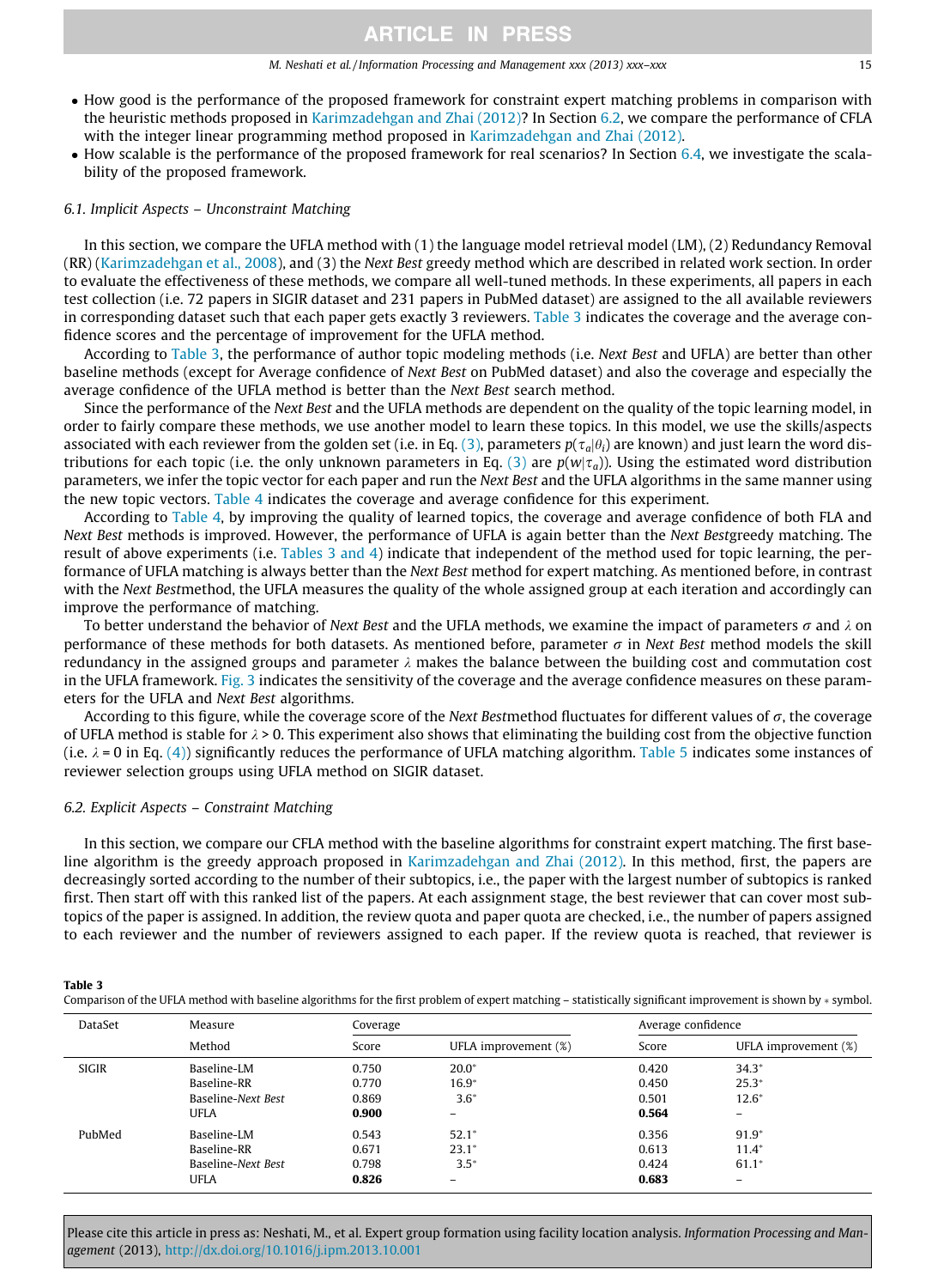- How good is the performance of the proposed framework for constraint expert matching problems in comparison with the heuristic methods proposed in Karimzadehgan and Zhai (2012)? In Section 6.2, we compare the performance of CFLA with the integer linear programming method proposed in Karimzadehgan and Zhai (2012).
- How scalable is the performance of the proposed framework for real scenarios? In Section 6.4, we investigate the scalability of the proposed framework.

### 6.1. Implicit Aspects – Unconstraint Matching

In this section, we compare the UFLA method with (1) the language model retrieval model (LM), (2) Redundancy Removal (RR) (Karimzadehgan et al., 2008), and (3) the *Next Best* greedy method which are described in related work section. In order to evaluate the effectiveness of these methods, we compare all well-tuned methods. In these experiments, all papers in each test collection (i.e. 72 papers in SIGIR dataset and 231 papers in PubMed dataset) are assigned to the all available reviewers in corresponding dataset such that each paper gets exactly 3 reviewers. Table 3 indicates the coverage and the average confidence scores and the percentage of improvement for the UFLA method.

According to Table 3, the performance of author topic modeling methods (i.e. *Next Best* and UFLA) are better than other baseline methods (except for Average confidence of *Next Best* on PubMed dataset) and also the coverage and especially the average confidence of the UFLA method is better than the *Next Best* search method.

Since the performance of the *Next Best* and the UFLA methods are dependent on the quality of the topic learning model, in order to fairly compare these methods, we use another model to learn these topics. In this model, we use the skills/aspects associated with each reviewer from the golden set (i.e. in Eq. (3), parameters $p(\tau_a|\theta_i)$ are known) and just learn the word distributions for each topic (i.e. the only unknown parameters in Eq. (3) are $p(w|\tau_a)$). Using the estimated word distribution parameters, we infer the topic vector for each paper and run the *Next Best* and the UFLA algorithms in the same manner using the new topic vectors. Table 4 indicates the coverage and average confidence for this experiment.

According to Table 4, by improving the quality of learned topics, the coverage and average confidence of both FLA and *Next Best* methods is improved. However, the performance of UFLA is again better than the *Next Best*greedy matching. The result of above experiments (i.e. Tables 3 and 4) indicate that independent of the method used for topic learning, the performance of UFLA matching is always better than the *Next Best* method for expert matching. As mentioned before, in contrast with the *Next Best*method, the UFLA measures the quality of the whole assigned group at each iteration and accordingly can improve the performance of matching.

To better understand the behavior of *Next Best* and the UFLA methods, we examine the impact of parameters $\sigma$ and $\lambda$ on performance of these methods for both datasets. As mentioned before, parameter $\sigma$ in *Next Best* method models the skill redundancy in the assigned groups and parameter $\lambda$ makes the balance between the building cost and commutation cost in the UFLA framework. Fig. 3 indicates the sensitivity of the coverage and the average confidence measures on these parameters for the UFLA and *Next Best* algorithms.

According to this figure, while the coverage score of the *Next Best*method fluctuates for different values of $\sigma$, the coverage of UFLA method is stable for $\lambda > 0$. This experiment also shows that eliminating the building cost from the objective function (i.e. $\lambda = 0$ in Eq. (4)) significantly reduces the performance of UFLA matching algorithm. Table 5 indicates some instances of reviewer selection groups using UFLA method on SIGIR dataset.

### 6.2. Explicit Aspects – Constraint Matching

In this section, we compare our CFLA method with the baseline algorithms for constraint expert matching. The first baseline algorithm is the greedy approach proposed in Karimzadehgan and Zhai (2012). In this method, first, the papers are decreasingly sorted according to the number of their subtopics, i.e., the paper with the largest number of subtopics is ranked first. Then start off with this ranked list of the papers. At each assignment stage, the best reviewer that can cover most subtopics of the paper is assigned. In addition, the review quota and paper quota are checked, i.e., the number of papers assigned to each reviewer and the number of reviewers assigned to each paper. If the review quota is reached, that reviewer is

**Table 3**
Comparison of the UFLA method with baseline algorithms for the first problem of expert matching – statistically significant improvement is shown by * symbol.

| DataSet | Measure | Coverage | | Average confidence | |
|---|---|---|---|---|---|
| | Method | Score | UFLA improvement (%) | Score | UFLA improvement (%) |
| SIGIR | Baseline-LM | 0.750 | 20.0* | 0.420 | 34.3* |
| | Baseline-RR | 0.770 | 16.9* | 0.450 | 25.3* |
| | Baseline-*Next Best* | 0.869 | 3.6* | 0.501 | 12.6* |
| | UFLA | **0.900** | – | **0.564** | – |
| PubMed | Baseline-LM | 0.543 | 52.1* | 0.356 | 91.9* |
| | Baseline-RR | 0.671 | 23.1* | 0.613 | 11.4* |
| | Baseline-*Next Best* | 0.798 | 3.5* | 0.424 | 61.1* |
| | UFLA | **0.826** | – | **0.683** | – |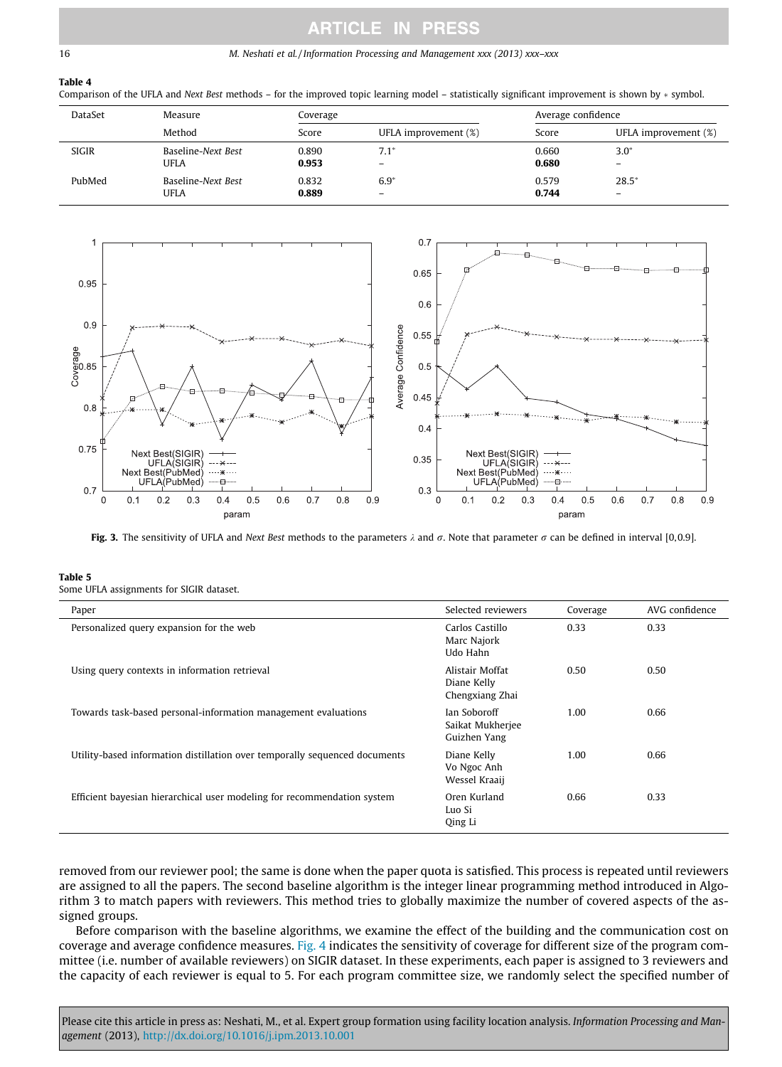**Table 4**
Comparison of the UFLA and *Next Best* methods – for the improved topic learning model – statistically significant improvement is shown by ∗ symbol.

| DataSet | Measure | Coverage | | Average confidence | |
|---|---|---|---|---|---|
| | Method | Score | UFLA improvement (%) | Score | UFLA improvement (%) |
| SIGIR | Baseline-*Next Best* | 0.890 | 7.1* | 0.660 | 3.0* |
| | UFLA | **0.953** | – | **0.680** | – |
| PubMed | Baseline-*Next Best* | 0.832 | 6.9* | 0.579 | 28.5* |
| | UFLA | **0.889** | – | **0.744** | – |

**Fig. 3.** The sensitivity of UFLA and *Next Best* methods to the parameters $\lambda$ and $\sigma$. Note that parameter $\sigma$ can be defined in interval [0,0.9].

**Table 5**
Some UFLA assignments for SIGIR dataset.

| Paper | Selected reviewers | Coverage | AVG confidence |
|---|---|---|---|
| Personalized query expansion for the web | Carlos Castillo<br>Marc Najork<br>Udo Hahn | 0.33 | 0.33 |
| Using query contexts in information retrieval | Alistair Moffat<br>Diane Kelly<br>Chengxiang Zhai | 0.50 | 0.50 |
| Towards task-based personal-information management evaluations | Ian Soboroff<br>Saikat Mukherjee<br>Guizhen Yang | 1.00 | 0.66 |
| Utility-based information distillation over temporally sequenced documents | Diane Kelly<br>Vo Ngoc Anh<br>Wessel Kraaij | 1.00 | 0.66 |
| Efficient bayesian hierarchical user modeling for recommendation system | Oren Kurland<br>Luo Si<br>Qing Li | 0.66 | 0.33 |

removed from our reviewer pool; the same is done when the paper quota is satisfied. This process is repeated until reviewers are assigned to all the papers. The second baseline algorithm is the integer linear programming method introduced in Algorithm 3 to match papers with reviewers. This method tries to globally maximize the number of covered aspects of the assigned groups.

Before comparison with the baseline algorithms, we examine the effect of the building and the communication cost on coverage and average confidence measures. Fig. 4 indicates the sensitivity of coverage for different size of the program committee (i.e. number of available reviewers) on SIGIR dataset. In these experiments, each paper is assigned to 3 reviewers and the capacity of each reviewer is equal to 5. For each program committee size, we randomly select the specified number of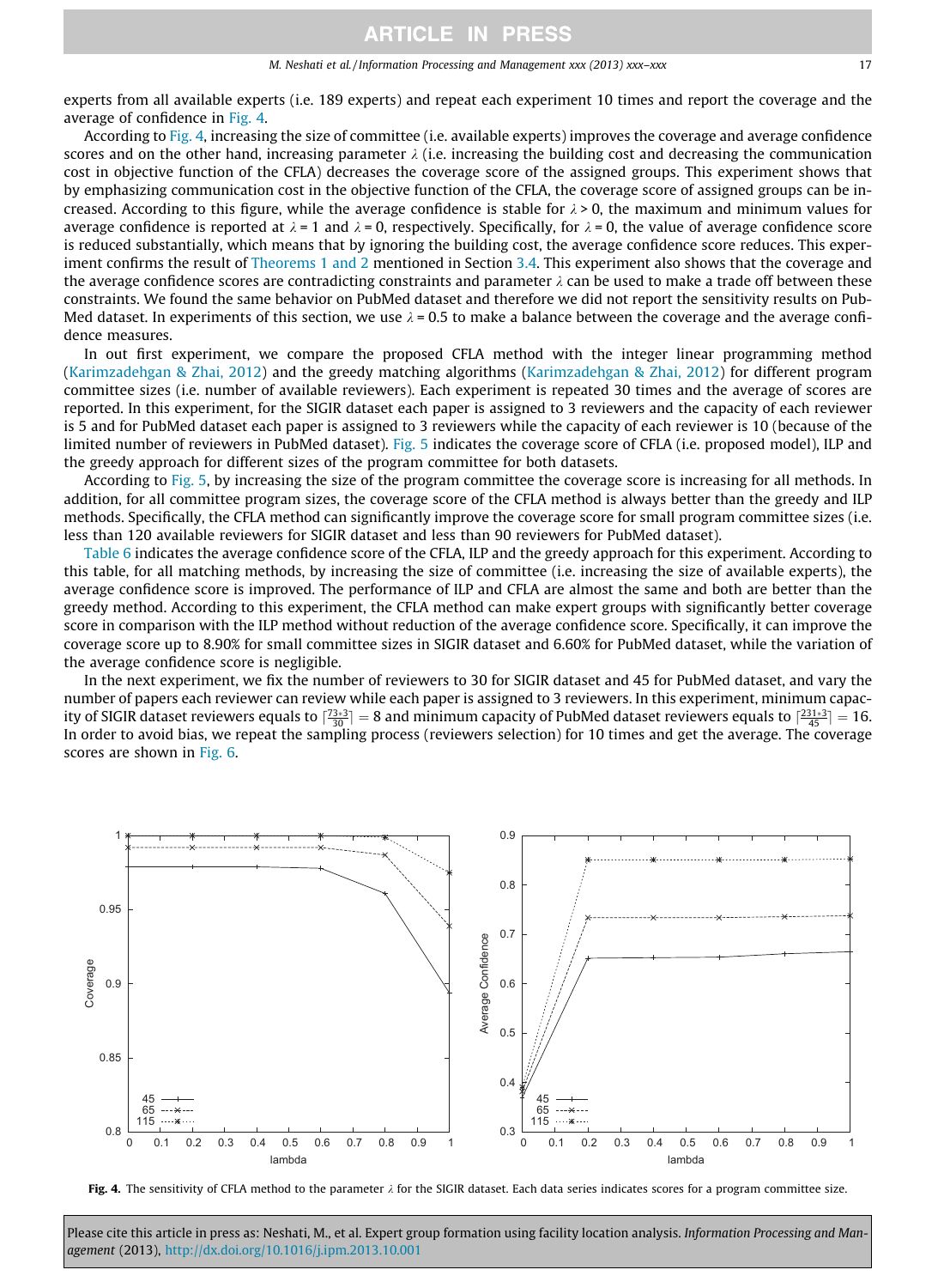experts from all available experts (i.e. 189 experts) and repeat each experiment 10 times and report the coverage and the average of confidence in Fig. 4.

According to Fig. 4, increasing the size of committee (i.e. available experts) improves the coverage and average confidence scores and on the other hand, increasing parameter $\lambda$ (i.e. increasing the building cost and decreasing the communication cost in objective function of the CFLA) decreases the coverage score of the assigned groups. This experiment shows that by emphasizing communication cost in the objective function of the CFLA, the coverage score of assigned groups can be increased. According to this figure, while the average confidence is stable for $\lambda > 0$, the maximum and minimum values for average confidence is reported at $\lambda = 1$ and $\lambda = 0$, respectively. Specifically, for $\lambda = 0$, the value of average confidence score is reduced substantially, which means that by ignoring the building cost, the average confidence score reduces. This experiment confirms the result of Theorems 1 and 2 mentioned in Section 3.4. This experiment also shows that the coverage and the average confidence scores are contradicting constraints and parameter $\lambda$ can be used to make a trade off between these constraints. We found the same behavior on PubMed dataset and therefore we did not report the sensitivity results on PubMed dataset. In experiments of this section, we use $\lambda = 0.5$ to make a balance between the coverage and the average confidence measures.

In out first experiment, we compare the proposed CFLA method with the integer linear programming method (Karimzadehgan & Zhai, 2012) and the greedy matching algorithms (Karimzadehgan & Zhai, 2012) for different program committee sizes (i.e. number of available reviewers). Each experiment is repeated 30 times and the average of scores are reported. In this experiment, for the SIGIR dataset each paper is assigned to 3 reviewers and the capacity of each reviewer is 5 and for PubMed dataset each paper is assigned to 3 reviewers while the capacity of each reviewer is 10 (because of the limited number of reviewers in PubMed dataset). Fig. 5 indicates the coverage score of CFLA (i.e. proposed model), ILP and the greedy approach for different sizes of the program committee for both datasets.

According to Fig. 5, by increasing the size of the program committee the coverage score is increasing for all methods. In addition, for all committee program sizes, the coverage score of the CFLA method is always better than the greedy and ILP methods. Specifically, the CFLA method can significantly improve the coverage score for small program committee sizes (i.e. less than 120 available reviewers for SIGIR dataset and less than 90 reviewers for PubMed dataset).

Table 6 indicates the average confidence score of the CFLA, ILP and the greedy approach for this experiment. According to this table, for all matching methods, by increasing the size of committee (i.e. increasing the size of available experts), the average confidence score is improved. The performance of ILP and CFLA are almost the same and both are better than the greedy method. According to this experiment, the CFLA method can make expert groups with significantly better coverage score in comparison with the ILP method without reduction of the average confidence score. Specifically, it can improve the coverage score up to 8.90% for small committee sizes in SIGIR dataset and 6.60% for PubMed dataset, while the variation of the average confidence score is negligible.

In the next experiment, we fix the number of reviewers to 30 for SIGIR dataset and 45 for PubMed dataset, and vary the number of papers each reviewer can review while each paper is assigned to 3 reviewers. In this experiment, minimum capacity of SIGIR dataset reviewers equals to $\lceil \frac{73*3}{30} \rceil = 8$ and minimum capacity of PubMed dataset reviewers equals to $\lceil \frac{231*3}{45} \rceil = 16$. In order to avoid bias, we repeat the sampling process (reviewers selection) for 10 times and get the average. The coverage scores are shown in Fig. 6.

**Fig. 4.** The sensitivity of CFLA method to the parameter $\lambda$ for the SIGIR dataset. Each data series indicates scores for a program committee size.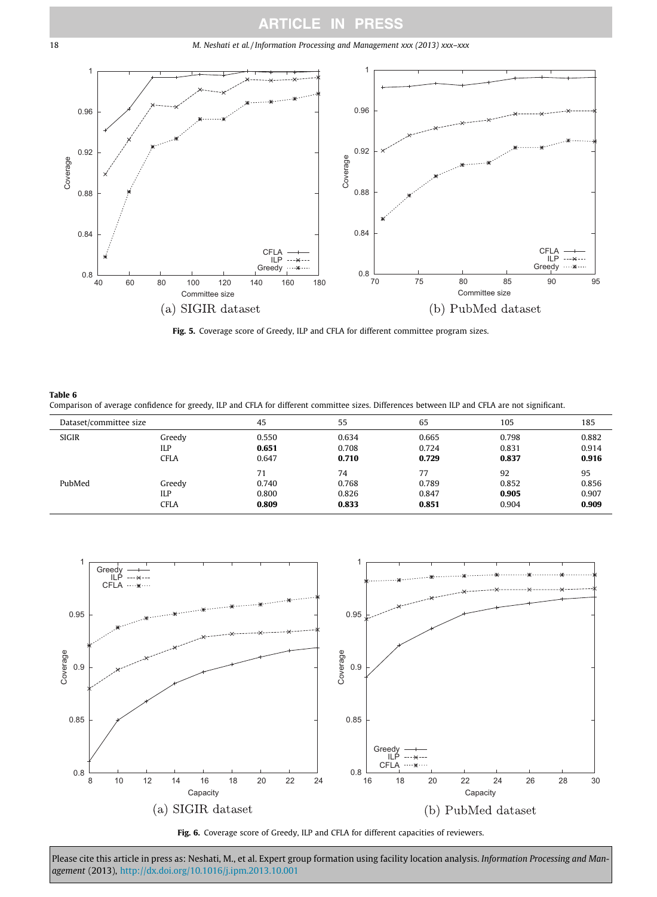Fig. 5. Coverage score of Greedy, ILP and CFLA for different committee program sizes.

**Table 6**
Comparison of average confidence for greedy, ILP and CFLA for different committee sizes. Differences between ILP and CFLA are not significant.

| Dataset/committee size | | 45 | 55 | 65 | 105 | 185 |
|---|---|---|---|---|---|---|
| SIGIR | Greedy | 0.550 | 0.634 | 0.665 | 0.798 | 0.882 |
| | ILP | **0.651** | 0.708 | 0.724 | 0.831 | 0.914 |
| | CFLA | 0.647 | **0.710** | **0.729** | **0.837** | **0.916** |
| | | 71 | 74 | 77 | 92 | 95 |
| PubMed | Greedy | 0.740 | 0.768 | 0.789 | 0.852 | 0.856 |
| | ILP | 0.800 | 0.826 | 0.847 | **0.905** | 0.907 |
| | CFLA | **0.809** | **0.833** | **0.851** | 0.904 | **0.909** |

Fig. 6. Coverage score of Greedy, ILP and CFLA for different capacities of reviewers.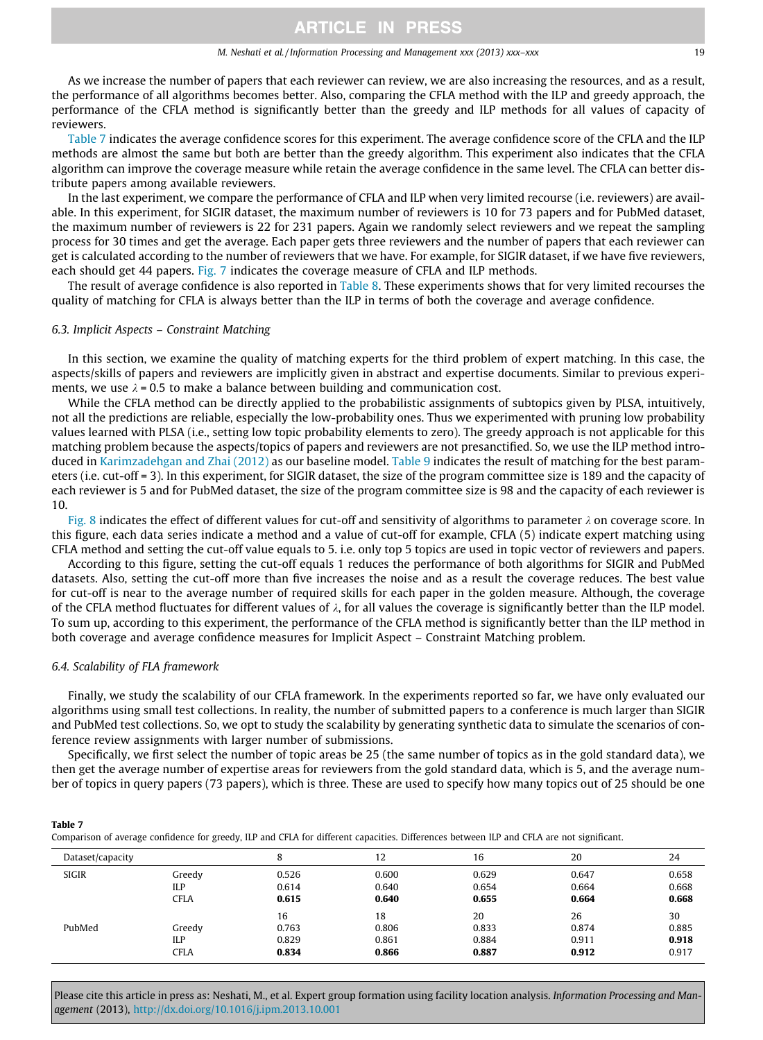As we increase the number of papers that each reviewer can review, we are also increasing the resources, and as a result, the performance of all algorithms becomes better. Also, comparing the CFLA method with the ILP and greedy approach, the performance of the CFLA method is significantly better than the greedy and ILP methods for all values of capacity of reviewers.

Table 7 indicates the average confidence scores for this experiment. The average confidence score of the CFLA and the ILP methods are almost the same but both are better than the greedy algorithm. This experiment also indicates that the CFLA algorithm can improve the coverage measure while retain the average confidence in the same level. The CFLA can better distribute papers among available reviewers.

In the last experiment, we compare the performance of CFLA and ILP when very limited recourse (i.e. reviewers) are available. In this experiment, for SIGIR dataset, the maximum number of reviewers is 10 for 73 papers and for PubMed dataset, the maximum number of reviewers is 22 for 231 papers. Again we randomly select reviewers and we repeat the sampling process for 30 times and get the average. Each paper gets three reviewers and the number of papers that each reviewer can get is calculated according to the number of reviewers that we have. For example, for SIGIR dataset, if we have five reviewers, each should get 44 papers. Fig. 7 indicates the coverage measure of CFLA and ILP methods.

The result of average confidence is also reported in Table 8. These experiments shows that for very limited recourses the quality of matching for CFLA is always better than the ILP in terms of both the coverage and average confidence.

### 6.3. Implicit Aspects – Constraint Matching

In this section, we examine the quality of matching experts for the third problem of expert matching. In this case, the aspects/skills of papers and reviewers are implicitly given in abstract and expertise documents. Similar to previous experiments, we use $\lambda = 0.5$ to make a balance between building and communication cost.

While the CFLA method can be directly applied to the probabilistic assignments of subtopics given by PLSA, intuitively, not all the predictions are reliable, especially the low-probability ones. Thus we experimented with pruning low probability values learned with PLSA (i.e., setting low topic probability elements to zero). The greedy approach is not applicable for this matching problem because the aspects/topics of papers and reviewers are not presanctified. So, we use the ILP method introduced in Karimzadehgan and Zhai (2012) as our baseline model. Table 9 indicates the result of matching for the best parameters (i.e. cut-off = 3). In this experiment, for SIGIR dataset, the size of the program committee size is 189 and the capacity of each reviewer is 5 and for PubMed dataset, the size of the program committee size is 98 and the capacity of each reviewer is 10.

Fig. 8 indicates the effect of different values for cut-off and sensitivity of algorithms to parameter $\lambda$ on coverage score. In this figure, each data series indicate a method and a value of cut-off for example, CFLA (5) indicate expert matching using CFLA method and setting the cut-off value equals to 5. i.e. only top 5 topics are used in topic vector of reviewers and papers.

According to this figure, setting the cut-off equals 1 reduces the performance of both algorithms for SIGIR and PubMed datasets. Also, setting the cut-off more than five increases the noise and as a result the coverage reduces. The best value for cut-off is near to the average number of required skills for each paper in the golden measure. Although, the coverage of the CFLA method fluctuates for different values of $\lambda$, for all values the coverage is significantly better than the ILP model. To sum up, according to this experiment, the performance of the CFLA method is significantly better than the ILP method in both coverage and average confidence measures for Implicit Aspect – Constraint Matching problem.

### 6.4. Scalability of FLA framework

Finally, we study the scalability of our CFLA framework. In the experiments reported so far, we have only evaluated our algorithms using small test collections. In reality, the number of submitted papers to a conference is much larger than SIGIR and PubMed test collections. So, we opt to study the scalability by generating synthetic data to simulate the scenarios of conference review assignments with larger number of submissions.

Specifically, we first select the number of topic areas be 25 (the same number of topics as in the gold standard data), we then get the average number of expertise areas for reviewers from the gold standard data, which is 5, and the average number of topics in query papers (73 papers), which is three. These are used to specify how many topics out of 25 should be one

**Table 7**
Comparison of average confidence for greedy, ILP and CFLA for different capacities. Differences between ILP and CFLA are not significant.

| Dataset/capacity | | 8 | 12 | 16 | 20 | 24 |
|---|---|---|---|---|---|---|
| SIGIR | Greedy | 0.526 | 0.600 | 0.629 | 0.647 | 0.658 |
| | ILP | 0.614 | 0.640 | 0.654 | 0.664 | 0.668 |
| | CFLA | **0.615** | **0.640** | **0.655** | **0.664** | **0.668** |
| | | 16 | 18 | 20 | 26 | 30 |
| PubMed | Greedy | 0.763 | 0.806 | 0.833 | 0.874 | 0.885 |
| | ILP | 0.829 | 0.861 | 0.884 | 0.911 | **0.918** |
| | CFLA | **0.834** | **0.866** | **0.887** | **0.912** | 0.917 |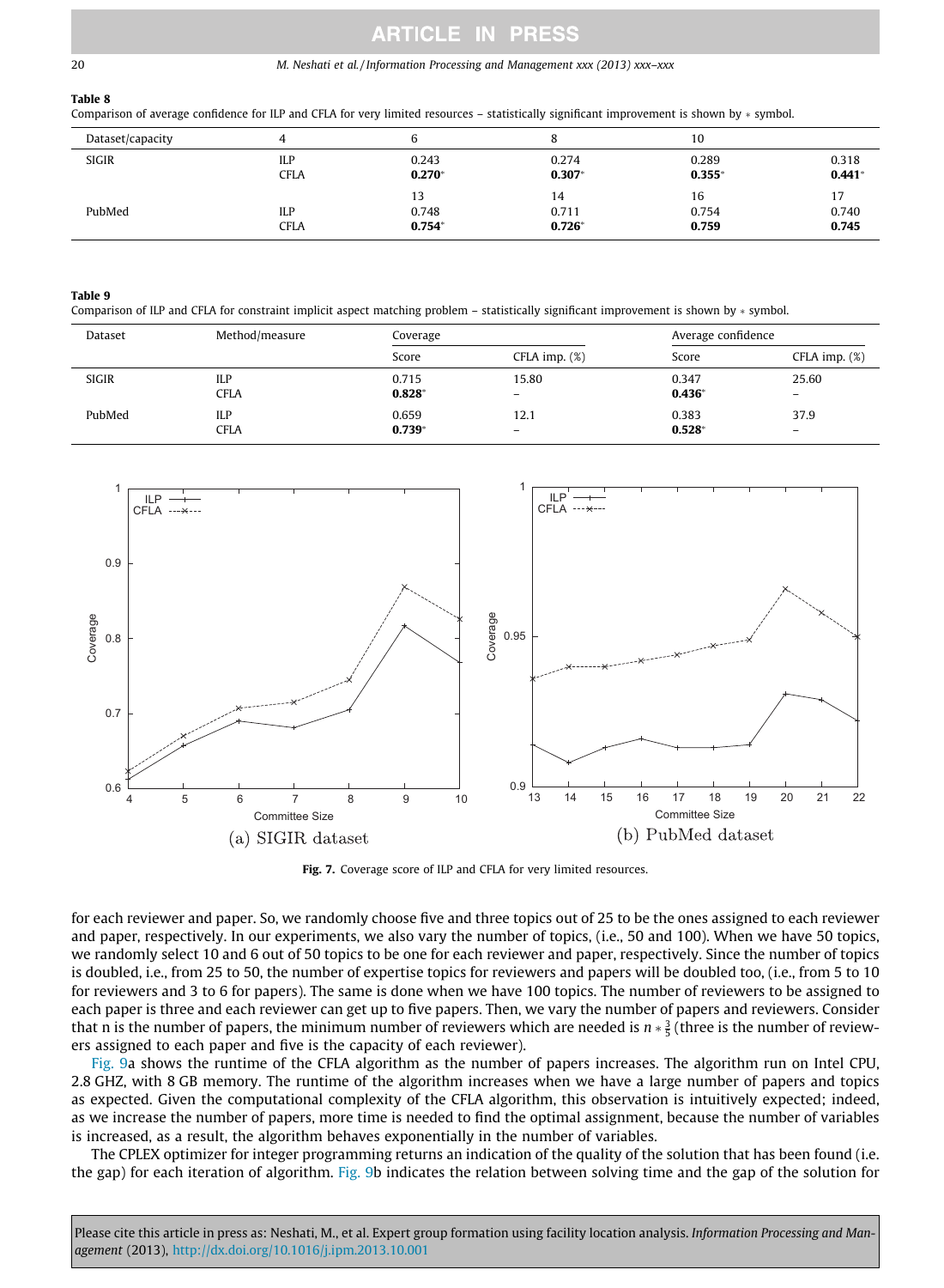**Table 8**
Comparison of average confidence for ILP and CFLA for very limited resources – statistically significant improvement is shown by * symbol.

| Dataset/capacity | 4 | 6 | 8 | 10 | |
|---|---|---|---|---|---|
| SIGIR | ILP | 0.243 | 0.274 | 0.289 | 0.318 |
| | CFLA | **0.270*** | **0.307*** | **0.355*** | **0.441*** |
| | | 13 | 14 | 16 | 17 |
| PubMed | ILP | 0.748 | 0.711 | 0.754 | 0.740 |
| | CFLA | **0.754*** | **0.726*** | **0.759** | **0.745** |

**Table 9**
Comparison of ILP and CFLA for constraint implicit aspect matching problem – statistically significant improvement is shown by * symbol.

| Dataset | Method/measure | Coverage | | Average confidence | |
|---|---|---|---|---|---|
| | | Score | CFLA imp. (%) | Score | CFLA imp. (%) |
| SIGIR | ILP | 0.715 | 15.80 | 0.347 | 25.60 |
| | CFLA | **0.828*** | – | **0.436*** | – |
| PubMed | ILP | 0.659 | 12.1 | 0.383 | 37.9 |
| | CFLA | **0.739*** | – | **0.528*** | – |

(a) SIGIR dataset

(b) PubMed dataset

**Fig. 7.** Coverage score of ILP and CFLA for very limited resources.

for each reviewer and paper. So, we randomly choose five and three topics out of 25 to be the ones assigned to each reviewer and paper, respectively. In our experiments, we also vary the number of topics, (i.e., 50 and 100). When we have 50 topics, we randomly select 10 and 6 out of 50 topics to be one for each reviewer and paper, respectively. Since the number of topics is doubled, i.e., from 25 to 50, the number of expertise topics for reviewers and papers will be doubled too, (i.e., from 5 to 10 for reviewers and 3 to 6 for papers). The same is done when we have 100 topics. The number of reviewers to be assigned to each paper is three and each reviewer can get up to five papers. Then, we vary the number of papers and reviewers. Consider that n is the number of papers, the minimum number of reviewers which are needed is $n * \frac{3}{5}$ (three is the number of reviewers assigned to each paper and five is the capacity of each reviewer).

Fig. 9a shows the runtime of the CFLA algorithm as the number of papers increases. The algorithm run on Intel CPU, 2.8 GHZ, with 8 GB memory. The runtime of the algorithm increases when we have a large number of papers and topics as expected. Given the computational complexity of the CFLA algorithm, this observation is intuitively expected; indeed, as we increase the number of papers, more time is needed to find the optimal assignment, because the number of variables is increased, as a result, the algorithm behaves exponentially in the number of variables.

The CPLEX optimizer for integer programming returns an indication of the quality of the solution that has been found (i.e. the gap) for each iteration of algorithm. Fig. 9b indicates the relation between solving time and the gap of the solution for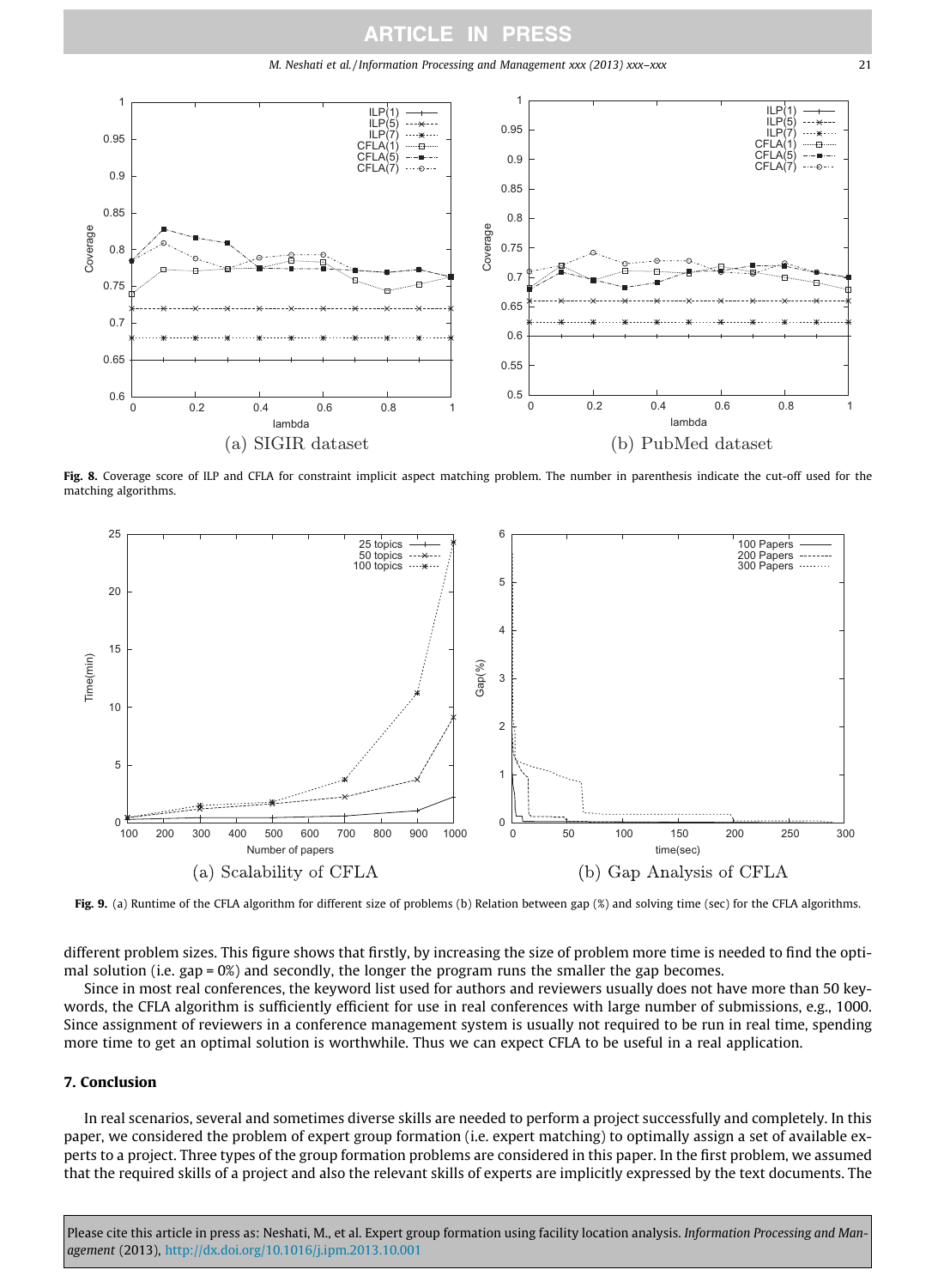Fig. 8. Coverage score of ILP and CFLA for constraint implicit aspect matching problem. The number in parenthesis indicate the cut-off used for the matching algorithms.

Fig. 9. (a) Runtime of the CFLA algorithm for different size of problems (b) Relation between gap (%) and solving time (sec) for the CFLA algorithms.

different problem sizes. This figure shows that firstly, by increasing the size of problem more time is needed to find the optimal solution (i.e. gap = 0%) and secondly, the longer the program runs the smaller the gap becomes.

Since in most real conferences, the keyword list used for authors and reviewers usually does not have more than 50 keywords, the CFLA algorithm is sufficiently efficient for use in real conferences with large number of submissions, e.g., 1000. Since assignment of reviewers in a conference management system is usually not required to be run in real time, spending more time to get an optimal solution is worthwhile. Thus we can expect CFLA to be useful in a real application.

## 7. Conclusion

In real scenarios, several and sometimes diverse skills are needed to perform a project successfully and completely. In this paper, we considered the problem of expert group formation (i.e. expert matching) to optimally assign a set of available experts to a project. Three types of the group formation problems are considered in this paper. In the first problem, we assumed that the required skills of a project and also the relevant skills of experts are implicitly expressed by the text documents. The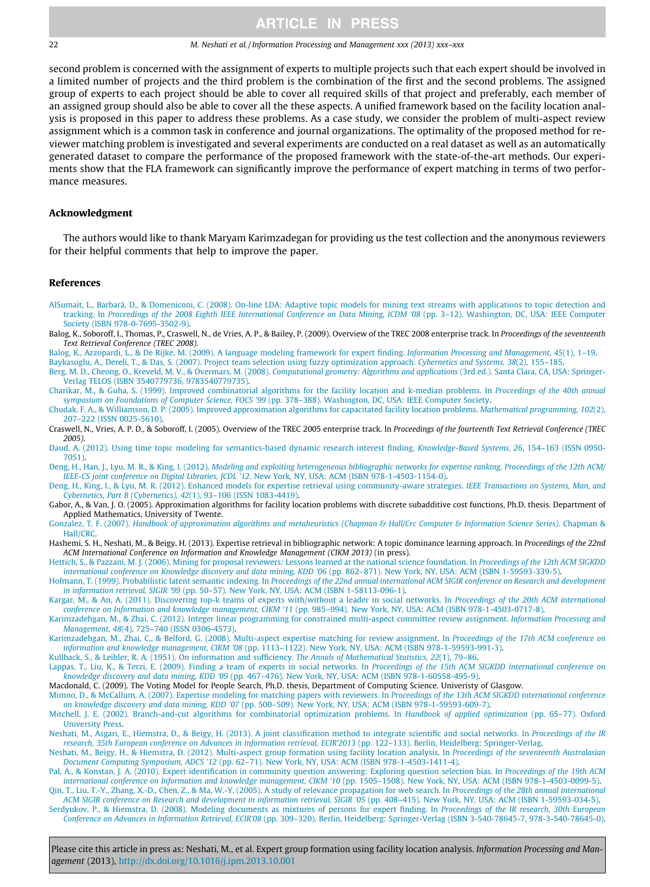second problem is concerned with the assignment of experts to multiple projects such that each expert should be involved in a limited number of projects and the third problem is the combination of the first and the second problems. The assigned group of experts to each project should be able to cover all required skills of that project and preferably, each member of an assigned group should also be able to cover all the these aspects. A unified framework based on the facility location analysis is proposed in this paper to address these problems. As a case study, we consider the problem of multi-aspect review assignment which is a common task in conference and journal organizations. The optimality of the proposed method for reviewer matching problem is investigated and several experiments are conducted on a real dataset as well as an automatically generated dataset to compare the performance of the proposed framework with the state-of-the-art methods. Our experiments show that the FLA framework can significantly improve the performance of expert matching in terms of two performance measures.

## Acknowledgment

The authors would like to thank Maryam Karimzadegan for providing us the test collection and the anonymous reviewers for their helpful comments that help to improve the paper.

## References

AlSumait, L., Barbará, D., & Domeniconi, C. (2008). On-line LDA: Adaptive topic models for mining text streams with applications to topic detection and tracking. In *Proceedings of the 2008 Eighth IEEE International Conference on Data Mining, ICDM '08* (pp. 3–12). Washington, DC, USA: IEEE Computer Society (ISBN 978-0-7695-3502-9).

Balog, K., Soboroff, I., Thomas, P., Craswell, N., de Vries, A. P., & Bailey, P. (2009). Overview of the TREC 2008 enterprise track. In *Proceedings of the seventeenth Text Retrieval Conference (TREC 2008)*.

Balog, K., Azzopardi, L., & De Rijke, M. (2009). A language modeling framework for expert finding. *Information Processing and Management, 45*(1), 1–19.

Baykasoglu, A., Dereli, T., & Das, S. (2007). Project team selection using fuzzy optimization approach. *Cybernetics and Systems, 38*(2), 155–185.

Berg, M. D., Cheong, O., Kreveld, M. V., & Overmars, M. (2008). *Computational geometry: Algorithms and applications* (3rd ed.). Santa Clara, CA, USA: Springer-Verlag TELOS (ISBN 3540779736, 9783540779735).

Charikar, M., & Guha, S. (1999). Improved combinatorial algorithms for the facility location and k-median problems. In *Proceedings of the 40th annual symposium on Foundations of Computer Science, FOCS '99* (pp. 378–388). Washington, DC, USA: IEEE Computer Society.

Chudak, F. A., & Williamson, D. P. (2005). Improved approximation algorithms for capacitated facility location problems. *Mathematical programming, 102*(2), 207–222 (ISSN 0025-5610).

Craswell, N., Vries, A. P. D., & Soboroff, I. (2005). Overview of the TREC 2005 enterprise track. In *Proceedings of the fourteenth Text Retrieval Conference (TREC 2005)*.

Daud, A. (2012). Using time topic modeling for semantics-based dynamic research interest finding. *Knowledge-Based Systems, 26*, 154–163 (ISSN 0950-7051).

Deng, H., Han, J., Lyu, M. R., & King, I. (2012). *Modeling and exploiting heterogeneous bibliographic networks for expertise ranking*. *Proceedings of the 12th ACM/IEEE-CS joint conference on Digital Libraries, JCDL '12*. New York, NY, USA: ACM (ISBN 978-1-4503-1154-0).

Deng, H., King, I., & Lyu, M. R. (2012). Enhanced models for expertise retrieval using community-aware strategies. *IEEE Transactions on Systems, Man, and Cybernetics, Part B (Cybernetics), 42*(1), 93–106 (ISSN 1083-4419).

Gabor, A., & Van, J. O. (2005). Approximation algorithms for facility location problems with discrete subadditive cost functions, Ph.D. thesis. Department of Applied Mathematics, University of Twente.

Gonzalez, T. F. (2007). *Handbook of approximation algorithms and metaheuristics (Chapman & Hall/Crc Computer & Information Science Series)*. Chapman & Hall/CRC.

Hashemi, S. H., Neshati, M., & Beigy, H. (2013). Expertise retrieval in bibliographic network: A topic dominance learning approach. In *Proceedings of the 22nd ACM International Conference on Information and Knowledge Management (CIKM 2013)* (in press).

Hettich, S., & Pazzani, M. J. (2006). Mining for proposal reviewers: Lessons learned at the national science foundation. In *Proceedings of the 12th ACM SIGKDD international conference on Knowledge discovery and data mining, KDD '06* (pp. 862–871). New York, NY, USA: ACM (ISBN 1-59593-339-5).

Hofmann, T. (1999). Probabilistic latent semantic indexing. In *Proceedings of the 22nd annual international ACM SIGIR conference on Research and development in information retrieval, SIGIR '99* (pp. 50–57). New York, NY, USA: ACM (ISBN 1-58113-096-1).

Kargar, M., & An, A. (2011). Discovering top-k teams of experts with/without a leader in social networks. In *Proceedings of the 20th ACM international conference on Information and knowledge management, CIKM '11* (pp. 985–994). New York, NY, USA: ACM (ISBN 978-1-4503-0717-8).

Karimzadehgan, M., & Zhai, C. (2012). Integer linear programming for constrained multi-aspect committee review assignment. *Information Processing and Management, 48*(4), 725–740 (ISSN 0306-4573).

Karimzadehgan, M., Zhai, C., & Belford, G. (2008). Multi-aspect expertise matching for review assignment. In *Proceedings of the 17th ACM conference on information and knowledge management, CIKM '08* (pp. 1113–1122). New York, NY, USA: ACM (ISBN 978-1-59593-991-3).

Kullback, S., & Leibler, R. A. (1951). On information and sufficiency. *The Annals of Mathematical Statistics, 22*(1), 79–86.

Lappas, T., Liu, K., & Terzi, E. (2009). Finding a team of experts in social networks. In *Proceedings of the 15th ACM SIGKDD international conference on knowledge discovery and data mining, KDD '09* (pp. 467–476). New York, NY, USA: ACM (ISBN 978-1-60558-495-9).

Macdonald, C. (2009). The Voting Model for People Search, Ph.D. thesis, Department of Computing Science. Univeristy of Glasgow.

Mimno, D., & McCallum, A. (2007). Expertise modeling for matching papers with reviewers. In *Proceedings of the 13th ACM SIGKDD international conference on knowledge discovery and data mining, KDD '07* (pp. 500–509). New York, NY, USA: ACM (ISBN 978-1-59593-609-7).

Mitchell, J. E. (2002). Branch-and-cut algorithms for combinatorial optimization problems. In *Handbook of applied optimization* (pp. 65–77). Oxford University Press.

Neshati, M., Asgari, E., Hiemstra, D., & Beigy, H. (2013). A joint classification method to integrate scientific and social networks. In *Proceedings of the IR research, 35th European conference on Advances in information retrieval, ECIR'2013* (pp. 122–133). Berlin, Heidelberg: Springer-Verlag.

Neshati, M., Beigy, H., & Hiemstra, D. (2012). Multi-aspect group formation using facility location analysis. In *Proceedings of the seventeenth Australasian Document Computing Symposium, ADCS '12* (pp. 62–71). New York, NY, USA: ACM (ISBN 978-1-4503-1411-4).

Pal, A., & Konstan, J. A. (2010). Expert identification in community question answering: Exploring question selection bias. In *Proceedings of the 19th ACM international conference on Information and knowledge management, CIKM '10* (pp. 1505–1508). New York, NY, USA: ACM (ISBN 978-1-4503-0099-5).

Qin, T., Liu, T.-Y., Zhang, X.-D., Chen, Z., & Ma, W.-Y. (2005). A study of relevance propagation for web search. In *Proceedings of the 28th annual international ACM SIGIR conference on Research and development in information retrieval, SIGIR '05* (pp. 408–415). New York, NY, USA: ACM (ISBN 1-59593-034-5).

Serdyukov, P., & Hiemstra, D. (2008). Modeling documents as mixtures of persons for expert finding. In *Proceedings of the IR research, 30th European Conference on Advances in Information Retrieval, ECIR'08* (pp. 309–320). Berlin, Heidelberg: Springer-Verlag (ISBN 3-540-78645-7, 978-3-540-78645-0).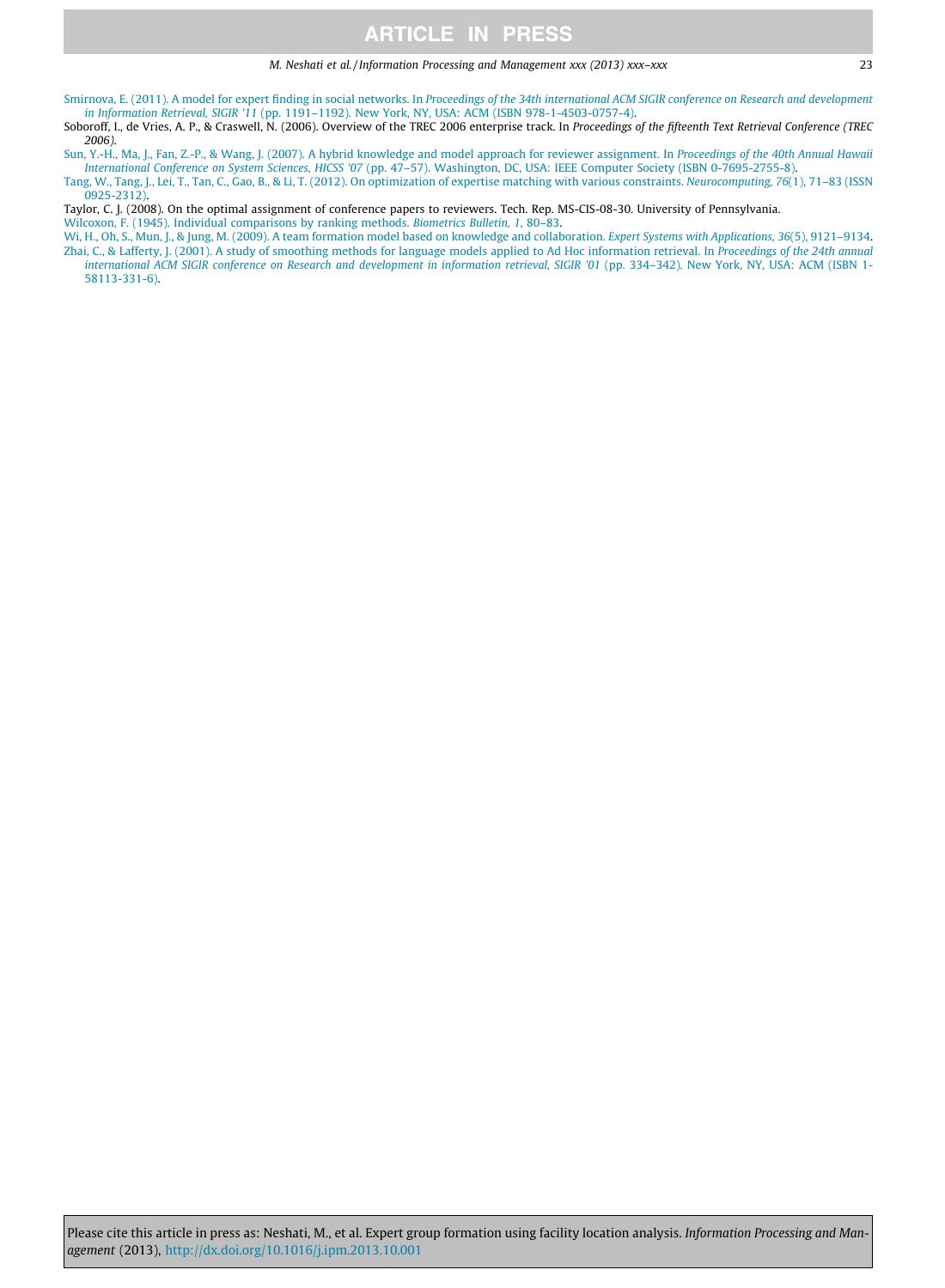Smirnova, E. (2011). A model for expert finding in social networks. In *Proceedings of the 34th international ACM SIGIR conference on Research and development in Information Retrieval, SIGIR '11* (pp. 1191–1192). New York, NY, USA: ACM (ISBN 978-1-4503-0757-4).

Soboroff, I., de Vries, A. P., & Craswell, N. (2006). Overview of the TREC 2006 enterprise track. In *Proceedings of the fifteenth Text Retrieval Conference (TREC 2006)*.

Sun, Y.-H., Ma, J., Fan, Z.-P., & Wang, J. (2007). A hybrid knowledge and model approach for reviewer assignment. In *Proceedings of the 40th Annual Hawaii International Conference on System Sciences, HICSS '07* (pp. 47–57). Washington, DC, USA: IEEE Computer Society (ISBN 0-7695-2755-8).

Tang, W., Tang, J., Lei, T., Tan, C., Gao, B., & Li, T. (2012). On optimization of expertise matching with various constraints. *Neurocomputing, 76*(1), 71–83 (ISSN 0925-2312).

Taylor, C. J. (2008). On the optimal assignment of conference papers to reviewers. Tech. Rep. MS-CIS-08-30. University of Pennsylvania.

Wilcoxon, F. (1945). Individual comparisons by ranking methods. *Biometrics Bulletin, 1*, 80–83.

Wi, H., Oh, S., Mun, J., & Jung, M. (2009). A team formation model based on knowledge and collaboration. *Expert Systems with Applications, 36*(5), 9121–9134.

Zhai, C., & Lafferty, J. (2001). A study of smoothing methods for language models applied to Ad Hoc information retrieval. In *Proceedings of the 24th annual international ACM SIGIR conference on Research and development in information retrieval, SIGIR '01* (pp. 334–342). New York, NY, USA: ACM (ISBN 1-58113-331-6).

Please cite this article in press as: Neshati, M., et al. Expert group formation using facility location analysis. *Information Processing and Management* (2013), http://dx.doi.org/10.1016/j.ipm.2013.10.001